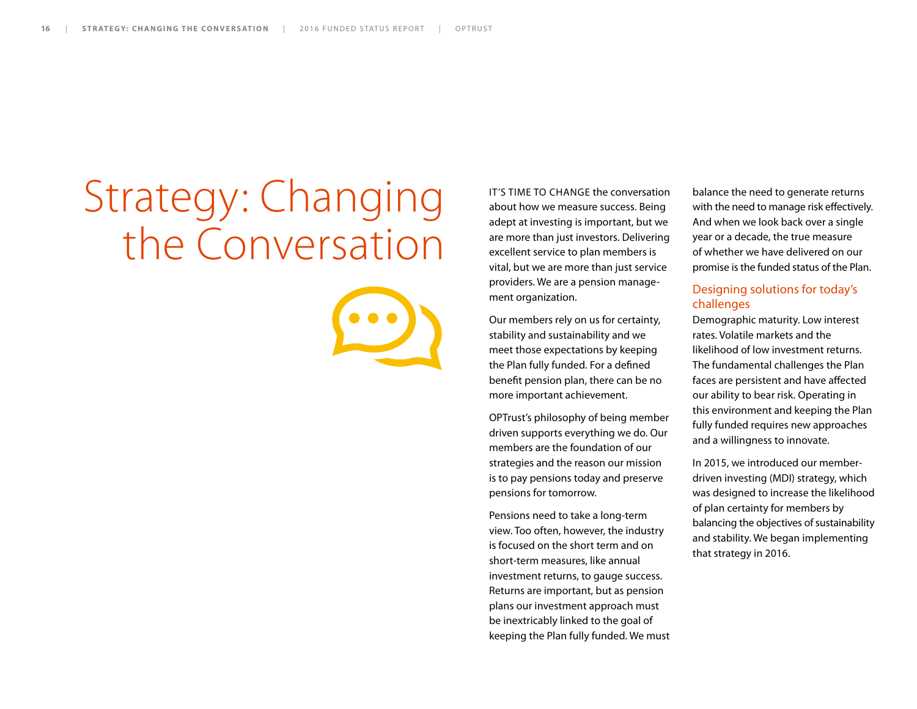# Strategy: Changing the Conversation

IT'S TIME TO CHANGE the conversation about how we measure success. Being adept at investing is important, but we are more than just investors. Delivering excellent service to plan members is vital, but we are more than just service providers. We are a pension management organization.

Our members rely on us for certainty, stability and sustainability and we meet those expectations by keeping the Plan fully funded. For a defined benefit pension plan, there can be no more important achievement.

OPTrust's philosophy of being member driven supports everything we do. Our members are the foundation of our strategies and the reason our mission is to pay pensions today and preserve pensions for tomorrow.

Pensions need to take a long-term view. Too often, however, the industry is focused on the short term and on short-term measures, like annual investment returns, to gauge success. Returns are important, but as pension plans our investment approach must be inextricably linked to the goal of keeping the Plan fully funded. We must balance the need to generate returns with the need to manage risk effectively. And when we look back over a single year or a decade, the true measure of whether we have delivered on our promise is the funded status of the Plan.

## Designing solutions for today's challenges

Demographic maturity. Low interest rates. Volatile markets and the likelihood of low investment returns. The fundamental challenges the Plan faces are persistent and have affected our ability to bear risk. Operating in this environment and keeping the Plan fully funded requires new approaches and a willingness to innovate.

In 2015, we introduced our member-driven investing (MDI) strategy, which was designed to increase the likelihood of plan certainty for members by balancing the objectives of sustainability and stability. We began implementing that strategy in 2016.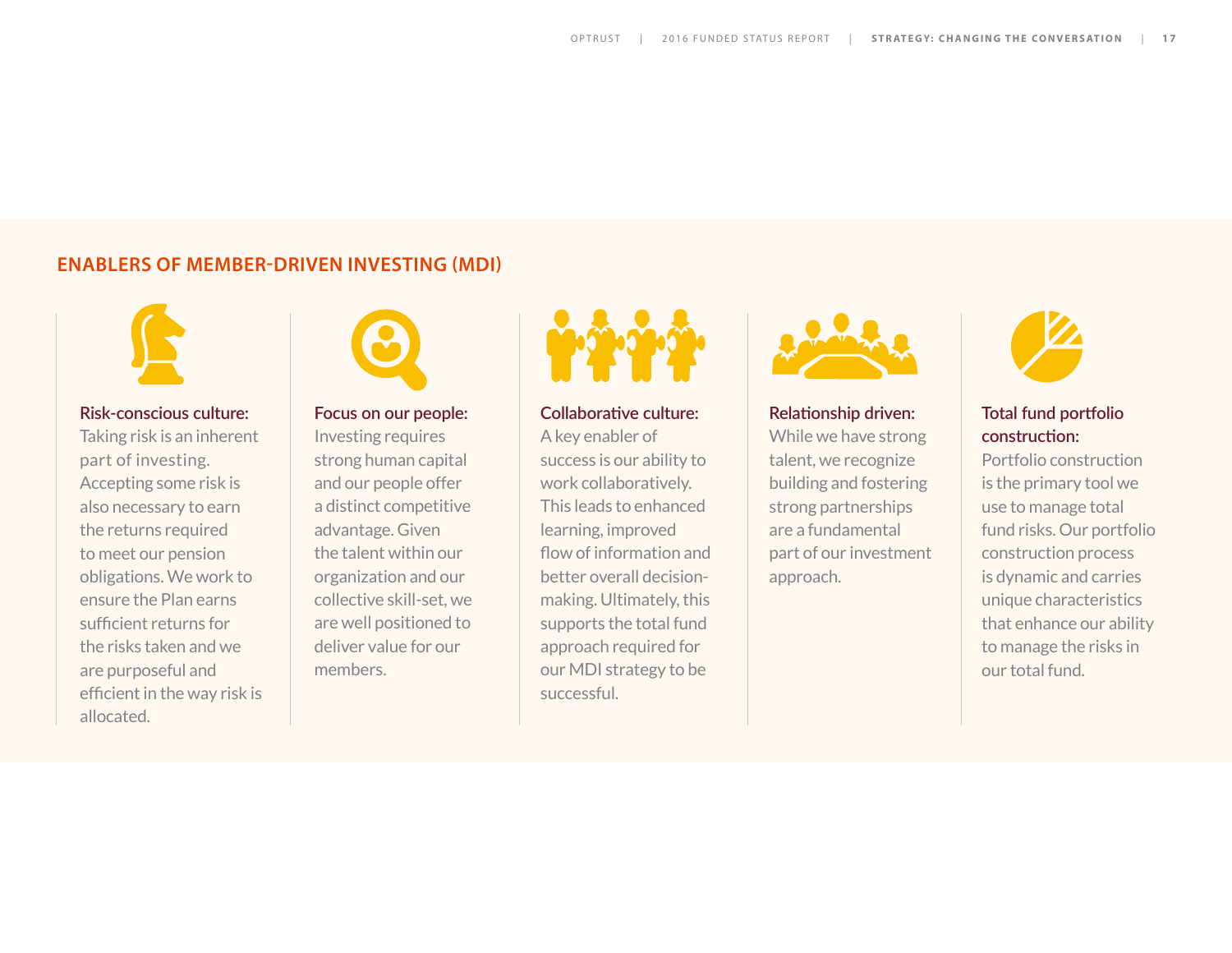## ENABLERS OF MEMBER-DRIVEN INVESTING (MDI)

**Risk-conscious culture:**
Taking risk is an inherent part of investing. Accepting some risk is also necessary to earn the returns required to meet our pension obligations. We work to ensure the Plan earns sufficient returns for the risks taken and we are purposeful and efficient in the way risk is allocated.

**Focus on our people:**
Investing requires strong human capital and our people offer a distinct competitive advantage. Given the talent within our organization and our collective skill-set, we are well positioned to deliver value for our members.

**Collaborative culture:**
A key enabler of success is our ability to work collaboratively. This leads to enhanced learning, improved flow of information and better overall decision-making. Ultimately, this supports the total fund approach required for our MDI strategy to be successful.

**Relationship driven:**
While we have strong talent, we recognize building and fostering strong partnerships are a fundamental part of our investment approach.

**Total fund portfolio construction:**
Portfolio construction is the primary tool we use to manage total fund risks. Our portfolio construction process is dynamic and carries unique characteristics that enhance our ability to manage the risks in our total fund.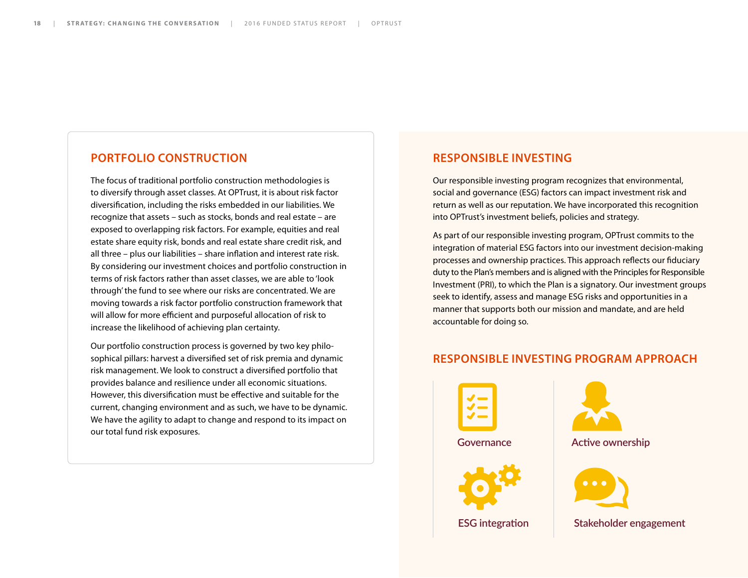## PORTFOLIO CONSTRUCTION

The focus of traditional portfolio construction methodologies is to diversify through asset classes. At OPTrust, it is about risk factor diversification, including the risks embedded in our liabilities. We recognize that assets – such as stocks, bonds and real estate – are exposed to overlapping risk factors. For example, equities and real estate share equity risk, bonds and real estate share credit risk, and all three – plus our liabilities – share inflation and interest rate risk. By considering our investment choices and portfolio construction in terms of risk factors rather than asset classes, we are able to 'look through' the fund to see where our risks are concentrated. We are moving towards a risk factor portfolio construction framework that will allow for more efficient and purposeful allocation of risk to increase the likelihood of achieving plan certainty.

Our portfolio construction process is governed by two key philosophical pillars: harvest a diversified set of risk premia and dynamic risk management. We look to construct a diversified portfolio that provides balance and resilience under all economic situations. However, this diversification must be effective and suitable for the current, changing environment and as such, we have to be dynamic. We have the agility to adapt to change and respond to its impact on our total fund risk exposures.

## RESPONSIBLE INVESTING

Our responsible investing program recognizes that environmental, social and governance (ESG) factors can impact investment risk and return as well as our reputation. We have incorporated this recognition into OPTrust's investment beliefs, policies and strategy.

As part of our responsible investing program, OPTrust commits to the integration of material ESG factors into our investment decision-making processes and ownership practices. This approach reflects our fiduciary duty to the Plan's members and is aligned with the Principles for Responsible Investment (PRI), to which the Plan is a signatory. Our investment groups seek to identify, assess and manage ESG risks and opportunities in a manner that supports both our mission and mandate, and are held accountable for doing so.

## RESPONSIBLE INVESTING PROGRAM APPROACH

- Governance
- Active ownership
- ESG integration
- Stakeholder engagement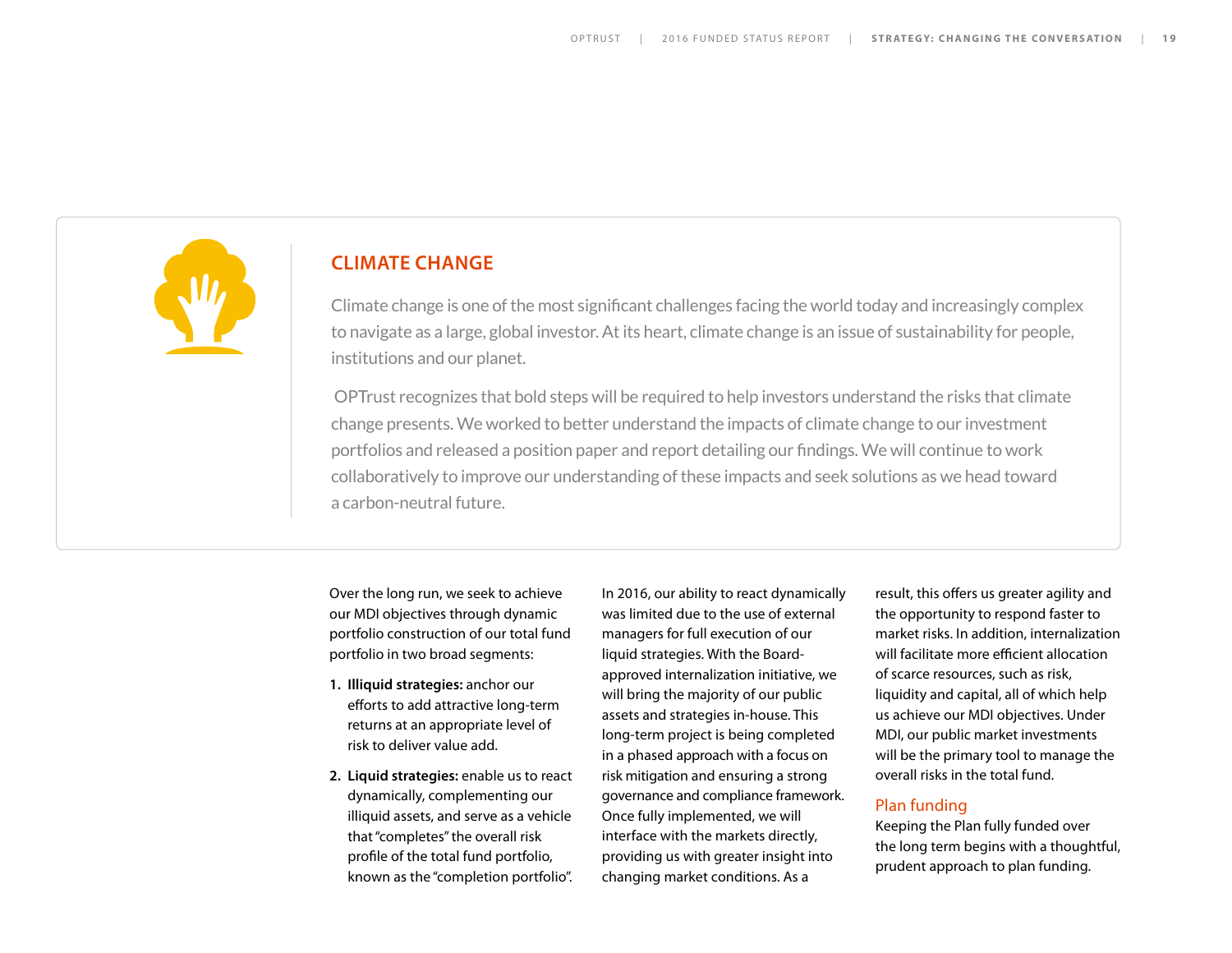## CLIMATE CHANGE

Climate change is one of the most significant challenges facing the world today and increasingly complex to navigate as a large, global investor. At its heart, climate change is an issue of sustainability for people, institutions and our planet.

OPTrust recognizes that bold steps will be required to help investors understand the risks that climate change presents. We worked to better understand the impacts of climate change to our investment portfolios and released a position paper and report detailing our findings. We will continue to work collaboratively to improve our understanding of these impacts and seek solutions as we head toward a carbon-neutral future.

Over the long run, we seek to achieve our MDI objectives through dynamic portfolio construction of our total fund portfolio in two broad segments:

1. **Illiquid strategies:** anchor our efforts to add attractive long-term returns at an appropriate level of risk to deliver value add.
2. **Liquid strategies:** enable us to react dynamically, complementing our illiquid assets, and serve as a vehicle that "completes" the overall risk profile of the total fund portfolio, known as the "completion portfolio".

In 2016, our ability to react dynamically was limited due to the use of external managers for full execution of our liquid strategies. With the Board-approved internalization initiative, we will bring the majority of our public assets and strategies in-house. This long-term project is being completed in a phased approach with a focus on risk mitigation and ensuring a strong governance and compliance framework. Once fully implemented, we will interface with the markets directly, providing us with greater insight into changing market conditions. As a result, this offers us greater agility and the opportunity to respond faster to market risks. In addition, internalization will facilitate more efficient allocation of scarce resources, such as risk, liquidity and capital, all of which help us achieve our MDI objectives. Under MDI, our public market investments will be the primary tool to manage the overall risks in the total fund.

### Plan funding

Keeping the Plan fully funded over the long term begins with a thoughtful, prudent approach to plan funding.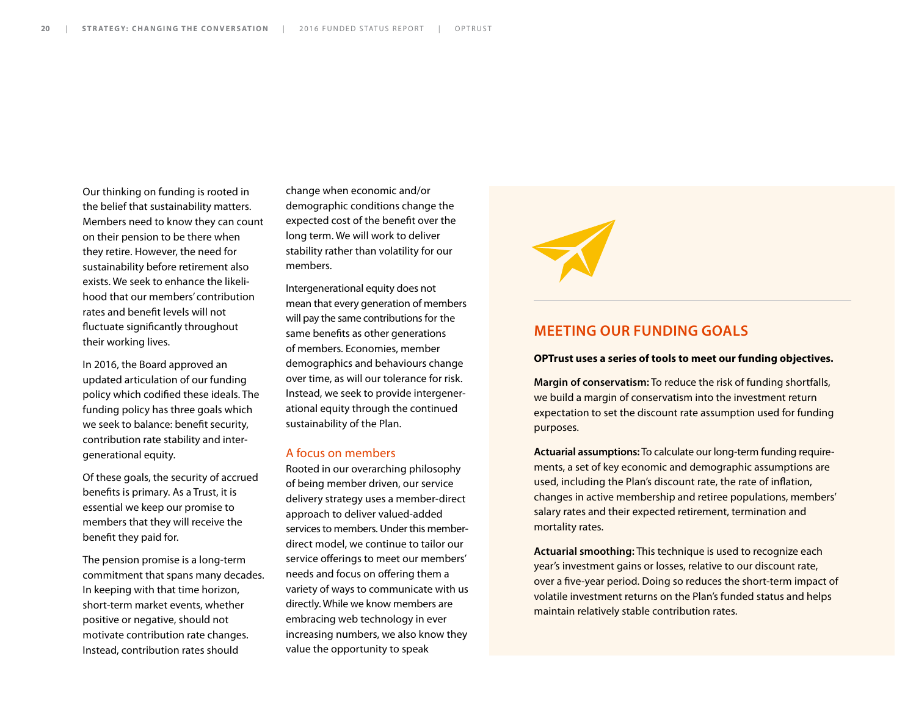Our thinking on funding is rooted in the belief that sustainability matters. Members need to know they can count on their pension to be there when they retire. However, the need for sustainability before retirement also exists. We seek to enhance the likelihood that our members' contribution rates and benefit levels will not fluctuate significantly throughout their working lives.

In 2016, the Board approved an updated articulation of our funding policy which codified these ideals. The funding policy has three goals which we seek to balance: benefit security, contribution rate stability and intergenerational equity.

Of these goals, the security of accrued benefits is primary. As a Trust, it is essential we keep our promise to members that they will receive the benefit they paid for.

The pension promise is a long-term commitment that spans many decades. In keeping with that time horizon, short-term market events, whether positive or negative, should not motivate contribution rate changes. Instead, contribution rates should change when economic and/or demographic conditions change the expected cost of the benefit over the long term. We will work to deliver stability rather than volatility for our members.

Intergenerational equity does not mean that every generation of members will pay the same contributions for the same benefits as other generations of members. Economies, member demographics and behaviours change over time, as will our tolerance for risk. Instead, we seek to provide intergenerational equity through the continued sustainability of the Plan.

### A focus on members

Rooted in our overarching philosophy of being member driven, our service delivery strategy uses a member-direct approach to deliver valued-added services to members. Under this member-direct model, we continue to tailor our service offerings to meet our members' needs and focus on offering them a variety of ways to communicate with us directly. While we know members are embracing web technology in ever increasing numbers, we also know they value the opportunity to speak

## MEETING OUR FUNDING GOALS

**OPTrust uses a series of tools to meet our funding objectives.**

**Margin of conservatism:** To reduce the risk of funding shortfalls, we build a margin of conservatism into the investment return expectation to set the discount rate assumption used for funding purposes.

**Actuarial assumptions:** To calculate our long-term funding requirements, a set of key economic and demographic assumptions are used, including the Plan's discount rate, the rate of inflation, changes in active membership and retiree populations, members' salary rates and their expected retirement, termination and mortality rates.

**Actuarial smoothing:** This technique is used to recognize each year's investment gains or losses, relative to our discount rate, over a five-year period. Doing so reduces the short-term impact of volatile investment returns on the Plan's funded status and helps maintain relatively stable contribution rates.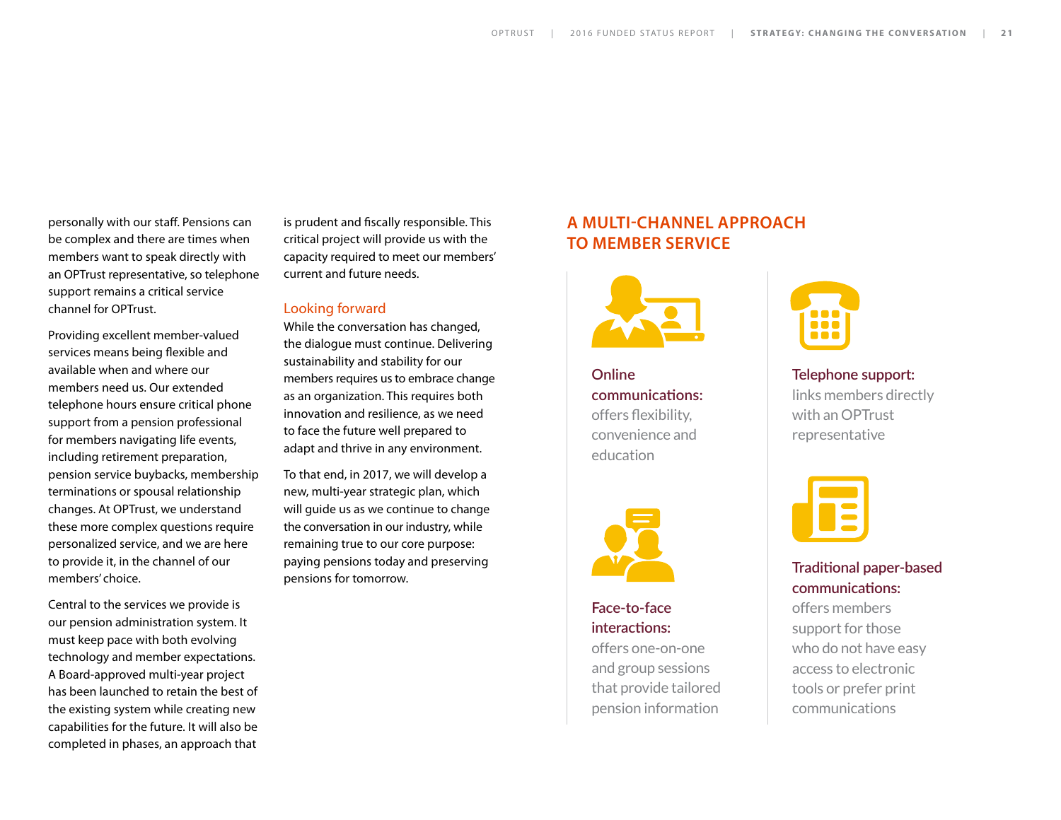personally with our staff. Pensions can be complex and there are times when members want to speak directly with an OPTrust representative, so telephone support remains a critical service channel for OPTrust.

Providing excellent member-valued services means being flexible and available when and where our members need us. Our extended telephone hours ensure critical phone support from a pension professional for members navigating life events, including retirement preparation, pension service buybacks, membership terminations or spousal relationship changes. At OPTrust, we understand these more complex questions require personalized service, and we are here to provide it, in the channel of our members' choice.

Central to the services we provide is our pension administration system. It must keep pace with both evolving technology and member expectations. A Board-approved multi-year project has been launched to retain the best of the existing system while creating new capabilities for the future. It will also be completed in phases, an approach that is prudent and fiscally responsible. This critical project will provide us with the capacity required to meet our members' current and future needs.

## Looking forward

While the conversation has changed, the dialogue must continue. Delivering sustainability and stability for our members requires us to embrace change as an organization. This requires both innovation and resilience, as we need to face the future well prepared to adapt and thrive in any environment.

To that end, in 2017, we will develop a new, multi-year strategic plan, which will guide us as we continue to change the conversation in our industry, while remaining true to our core purpose: paying pensions today and preserving pensions for tomorrow.

## A MULTI-CHANNEL APPROACH TO MEMBER SERVICE

**Online communications:** offers flexibility, convenience and education

**Face-to-face interactions:** offers one-on-one and group sessions that provide tailored pension information

**Telephone support:** links members directly with an OPTrust representative

**Traditional paper-based communications:** offers members support for those who do not have easy access to electronic tools or prefer print communications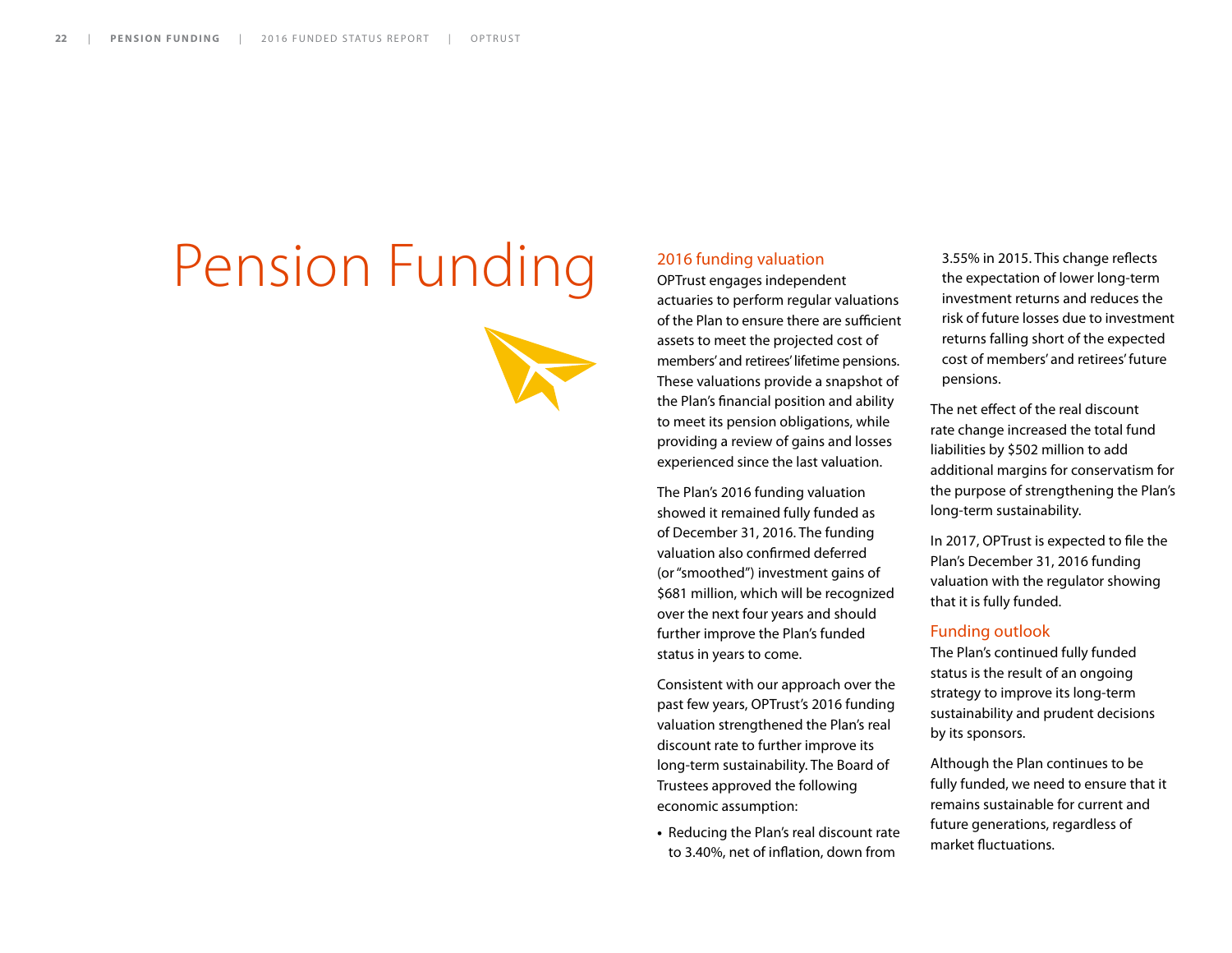# Pension Funding

## 2016 funding valuation

OPTrust engages independent actuaries to perform regular valuations of the Plan to ensure there are sufficient assets to meet the projected cost of members' and retirees' lifetime pensions. These valuations provide a snapshot of the Plan's financial position and ability to meet its pension obligations, while providing a review of gains and losses experienced since the last valuation.

The Plan's 2016 funding valuation showed it remained fully funded as of December 31, 2016. The funding valuation also confirmed deferred (or "smoothed") investment gains of $681 million, which will be recognized over the next four years and should further improve the Plan's funded status in years to come.

Consistent with our approach over the past few years, OPTrust's 2016 funding valuation strengthened the Plan's real discount rate to further improve its long-term sustainability. The Board of Trustees approved the following economic assumption:

- Reducing the Plan's real discount rate to 3.40%, net of inflation, down from 3.55% in 2015. This change reflects the expectation of lower long-term investment returns and reduces the risk of future losses due to investment returns falling short of the expected cost of members' and retirees' future pensions.

The net effect of the real discount rate change increased the total fund liabilities by $502 million to add additional margins for conservatism for the purpose of strengthening the Plan's long-term sustainability.

In 2017, OPTrust is expected to file the Plan's December 31, 2016 funding valuation with the regulator showing that it is fully funded.

## Funding outlook

The Plan's continued fully funded status is the result of an ongoing strategy to improve its long-term sustainability and prudent decisions by its sponsors.

Although the Plan continues to be fully funded, we need to ensure that it remains sustainable for current and future generations, regardless of market fluctuations.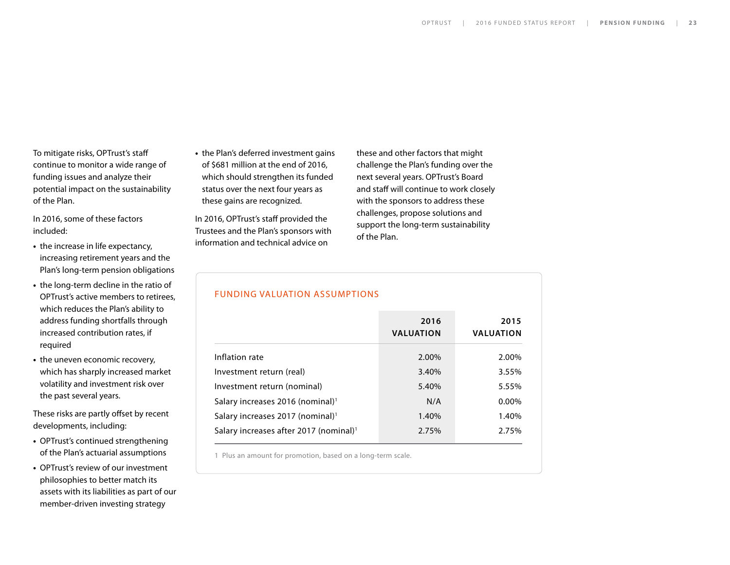To mitigate risks, OPTrust's staff continue to monitor a wide range of funding issues and analyze their potential impact on the sustainability of the Plan.

In 2016, some of these factors included:

- the increase in life expectancy, increasing retirement years and the Plan's long-term pension obligations
- the long-term decline in the ratio of OPTrust's active members to retirees, which reduces the Plan's ability to address funding shortfalls through increased contribution rates, if required
- the uneven economic recovery, which has sharply increased market volatility and investment risk over the past several years.

These risks are partly offset by recent developments, including:

- OPTrust's continued strengthening of the Plan's actuarial assumptions
- OPTrust's review of our investment philosophies to better match its assets with its liabilities as part of our member-driven investing strategy
- the Plan's deferred investment gains of $681 million at the end of 2016, which should strengthen its funded status over the next four years as these gains are recognized.

In 2016, OPTrust's staff provided the Trustees and the Plan's sponsors with information and technical advice on these and other factors that might challenge the Plan's funding over the next several years. OPTrust's Board and staff will continue to work closely with the sponsors to address these challenges, propose solutions and support the long-term sustainability of the Plan.

## FUNDING VALUATION ASSUMPTIONS

| | 2016 VALUATION | 2015 VALUATION |
|---|---|---|
| Inflation rate | 2.00% | 2.00% |
| Investment return (real) | 3.40% | 3.55% |
| Investment return (nominal) | 5.40% | 5.55% |
| Salary increases 2016 (nominal)[1] | N/A | 0.00% |
| Salary increases 2017 (nominal)[1] | 1.40% | 1.40% |
| Salary increases after 2017 (nominal)[1] | 2.75% | 2.75% |

1 Plus an amount for promotion, based on a long-term scale.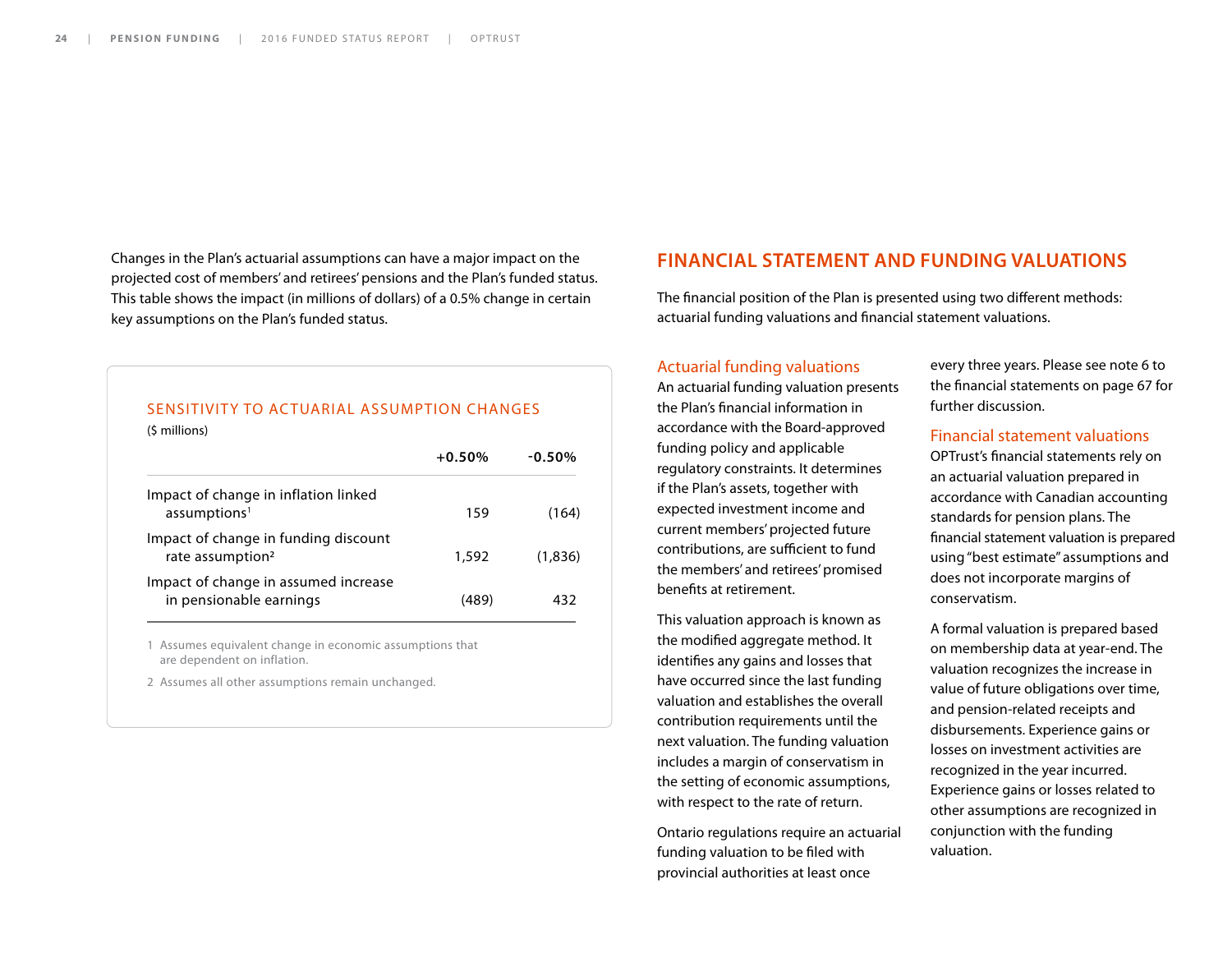Changes in the Plan's actuarial assumptions can have a major impact on the projected cost of members' and retirees' pensions and the Plan's funded status. This table shows the impact (in millions of dollars) of a 0.5% change in certain key assumptions on the Plan's funded status.

### SENSITIVITY TO ACTUARIAL ASSUMPTION CHANGES

($ millions)

| | +0.50% | -0.50% |
|---|---|---|
| Impact of change in inflation linked assumptions[1] | 159 | (164) |
| Impact of change in funding discount rate assumption[2] | 1,592 | (1,836) |
| Impact of change in assumed increase in pensionable earnings | (489) | 432 |

1 Assumes equivalent change in economic assumptions that are dependent on inflation.

2 Assumes all other assumptions remain unchanged.

## FINANCIAL STATEMENT AND FUNDING VALUATIONS

The financial position of the Plan is presented using two different methods: actuarial funding valuations and financial statement valuations.

### Actuarial funding valuations

An actuarial funding valuation presents the Plan's financial information in accordance with the Board-approved funding policy and applicable regulatory constraints. It determines if the Plan's assets, together with expected investment income and current members' projected future contributions, are sufficient to fund the members' and retirees' promised benefits at retirement.

This valuation approach is known as the modified aggregate method. It identifies any gains and losses that have occurred since the last funding valuation and establishes the overall contribution requirements until the next valuation. The funding valuation includes a margin of conservatism in the setting of economic assumptions, with respect to the rate of return.

Ontario regulations require an actuarial funding valuation to be filed with provincial authorities at least once every three years. Please see note 6 to the financial statements on page 67 for further discussion.

### Financial statement valuations

OPTrust's financial statements rely on an actuarial valuation prepared in accordance with Canadian accounting standards for pension plans. The financial statement valuation is prepared using "best estimate" assumptions and does not incorporate margins of conservatism.

A formal valuation is prepared based on membership data at year-end. The valuation recognizes the increase in value of future obligations over time, and pension-related receipts and disbursements. Experience gains or losses on investment activities are recognized in the year incurred. Experience gains or losses related to other assumptions are recognized in conjunction with the funding valuation.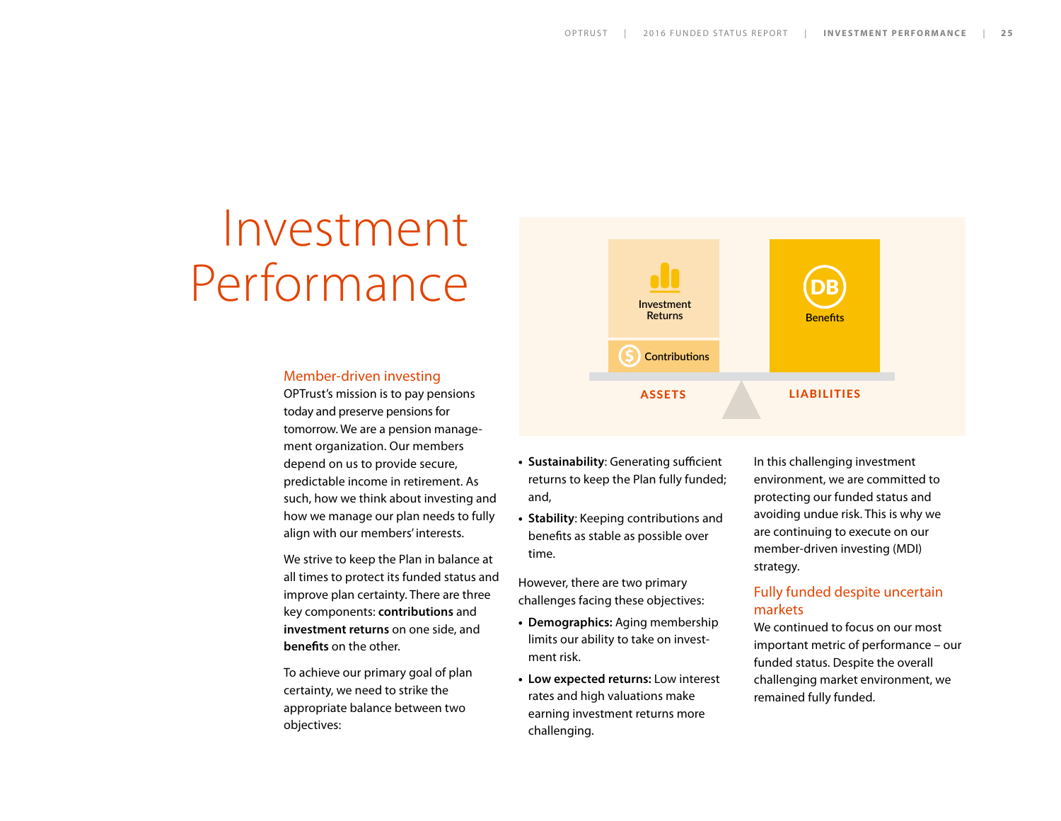# Investment Performance

## Member-driven investing

OPTrust's mission is to pay pensions today and preserve pensions for tomorrow. We are a pension management organization. Our members depend on us to provide secure, predictable income in retirement. As such, how we think about investing and how we manage our plan needs to fully align with our members' interests.

We strive to keep the Plan in balance at all times to protect its funded status and improve plan certainty. There are three key components: **contributions** and **investment returns** on one side, and **benefits** on the other.

To achieve our primary goal of plan certainty, we need to strike the appropriate balance between two objectives:

Investment Returns

Contributions

ASSETS

Benefits

LIABILITIES

- **Sustainability**: Generating sufficient returns to keep the Plan fully funded; and,
- **Stability**: Keeping contributions and benefits as stable as possible over time.

However, there are two primary challenges facing these objectives:

- **Demographics:** Aging membership limits our ability to take on investment risk.
- **Low expected returns:** Low interest rates and high valuations make earning investment returns more challenging.

In this challenging investment environment, we are committed to protecting our funded status and avoiding undue risk. This is why we are continuing to execute on our member-driven investing (MDI) strategy.

## Fully funded despite uncertain markets

We continued to focus on our most important metric of performance – our funded status. Despite the overall challenging market environment, we remained fully funded.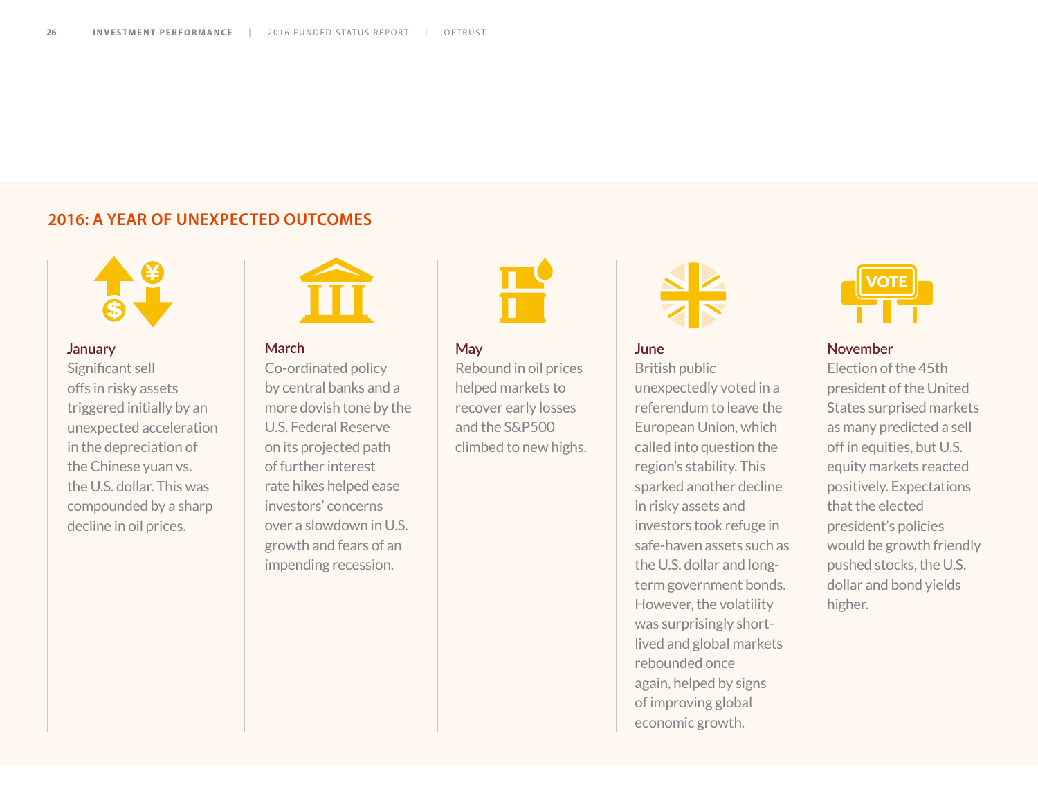## 2016: A YEAR OF UNEXPECTED OUTCOMES

### January

Significant sell offs in risky assets triggered initially by an unexpected acceleration in the depreciation of the Chinese yuan vs. the U.S. dollar. This was compounded by a sharp decline in oil prices.

### March

Co-ordinated policy by central banks and a more dovish tone by the U.S. Federal Reserve on its projected path of further interest rate hikes helped ease investors' concerns over a slowdown in U.S. growth and fears of an impending recession.

### May

Rebound in oil prices helped markets to recover early losses and the S&P500 climbed to new highs.

### June

British public unexpectedly voted in a referendum to leave the European Union, which called into question the region's stability. This sparked another decline in risky assets and investors took refuge in safe-haven assets such as the U.S. dollar and long-term government bonds. However, the volatility was surprisingly short-lived and global markets rebounded once again, helped by signs of improving global economic growth.

### November

Election of the 45th president of the United States surprised markets as many predicted a sell off in equities, but U.S. equity markets reacted positively. Expectations that the elected president's policies would be growth friendly pushed stocks, the U.S. dollar and bond yields higher.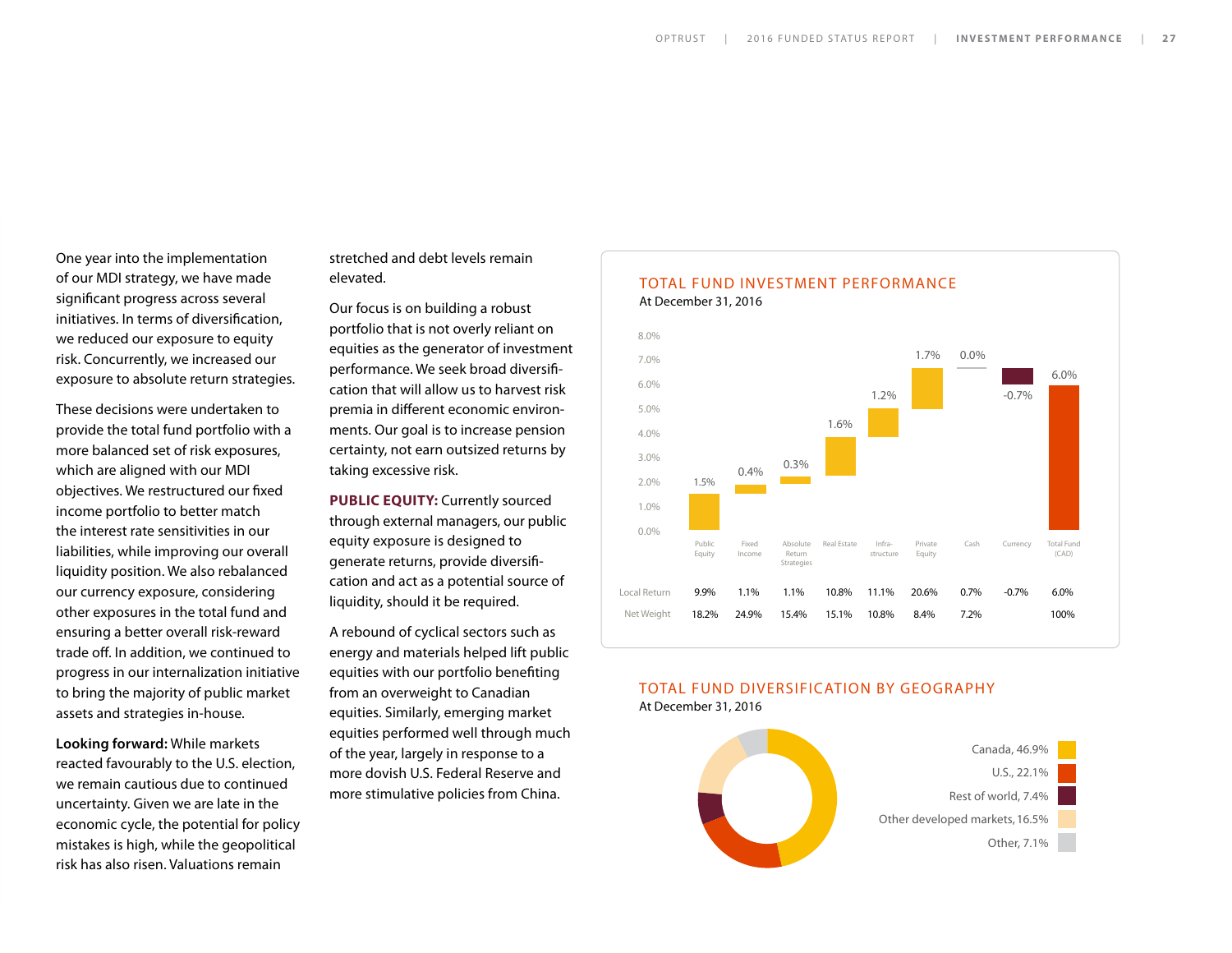One year into the implementation of our MDI strategy, we have made significant progress across several initiatives. In terms of diversification, we reduced our exposure to equity risk. Concurrently, we increased our exposure to absolute return strategies.

These decisions were undertaken to provide the total fund portfolio with a more balanced set of risk exposures, which are aligned with our MDI objectives. We restructured our fixed income portfolio to better match the interest rate sensitivities in our liabilities, while improving our overall liquidity position. We also rebalanced our currency exposure, considering other exposures in the total fund and ensuring a better overall risk-reward trade off. In addition, we continued to progress in our internalization initiative to bring the majority of public market assets and strategies in-house.

**Looking forward:** While markets reacted favourably to the U.S. election, we remain cautious due to continued uncertainty. Given we are late in the economic cycle, the potential for policy mistakes is high, while the geopolitical risk has also risen. Valuations remain stretched and debt levels remain elevated.

Our focus is on building a robust portfolio that is not overly reliant on equities as the generator of investment performance. We seek broad diversification that will allow us to harvest risk premia in different economic environments. Our goal is to increase pension certainty, not earn outsized returns by taking excessive risk.

**PUBLIC EQUITY:** Currently sourced through external managers, our public equity exposure is designed to generate returns, provide diversification and act as a potential source of liquidity, should it be required.

A rebound of cyclical sectors such as energy and materials helped lift public equities with our portfolio benefiting from an overweight to Canadian equities. Similarly, emerging market equities performed well through much of the year, largely in response to a more dovish U.S. Federal Reserve and more stimulative policies from China.

## TOTAL FUND INVESTMENT PERFORMANCE

At December 31, 2016

| | Public Equity | Fixed Income | Absolute Return Strategies | Real Estate | Infra-structure | Private Equity | Cash | Currency | Total Fund (CAD) |
|---|---|---|---|---|---|---|---|---|---|
| Contribution | 1.5% | 0.4% | 0.3% | 1.6% | 1.2% | 1.7% | 0.0% | -0.7% | 6.0% |
| Local Return | 9.9% | 1.1% | 1.1% | 10.8% | 11.1% | 20.6% | 0.7% | -0.7% | 6.0% |
| Net Weight | 18.2% | 24.9% | 15.4% | 15.1% | 10.8% | 8.4% | 7.2% | | 100% |

## TOTAL FUND DIVERSIFICATION BY GEOGRAPHY

At December 31, 2016

- Canada, 46.9%
- U.S., 22.1%
- Rest of world, 7.4%
- Other developed markets, 16.5%
- Other, 7.1%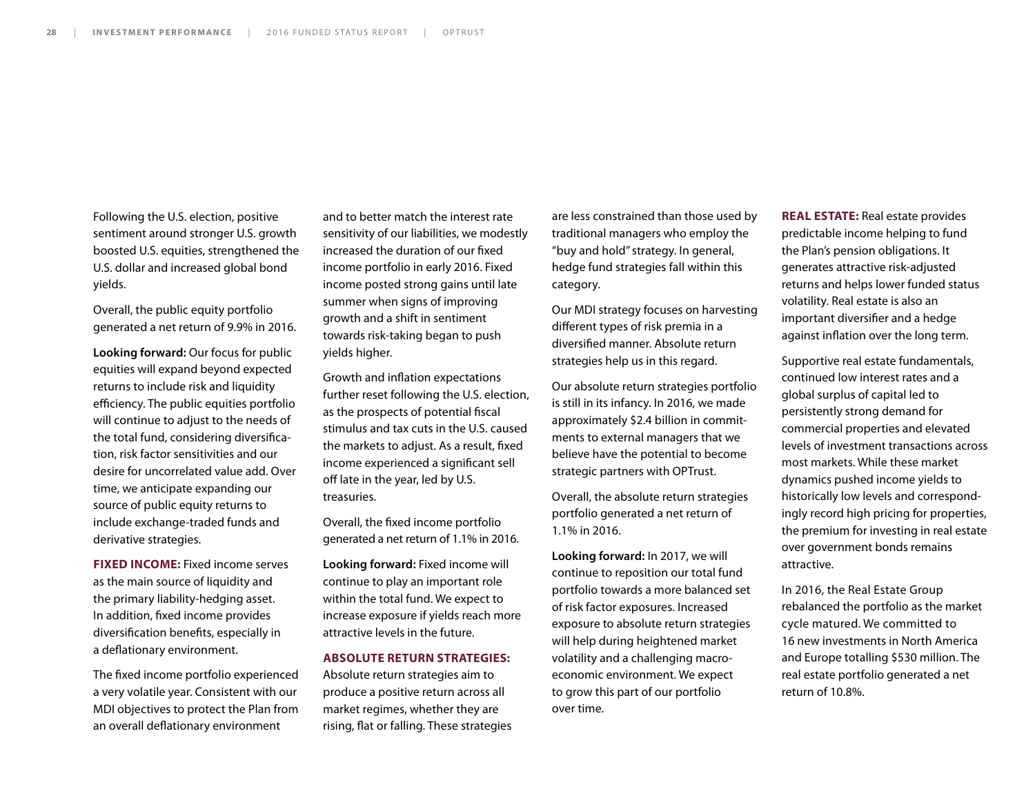Following the U.S. election, positive sentiment around stronger U.S. growth boosted U.S. equities, strengthened the U.S. dollar and increased global bond yields.

Overall, the public equity portfolio generated a net return of 9.9% in 2016.

**Looking forward:** Our focus for public equities will expand beyond expected returns to include risk and liquidity efficiency. The public equities portfolio will continue to adjust to the needs of the total fund, considering diversification, risk factor sensitivities and our desire for uncorrelated value add. Over time, we anticipate expanding our source of public equity returns to include exchange-traded funds and derivative strategies.

**FIXED INCOME:** Fixed income serves as the main source of liquidity and the primary liability-hedging asset. In addition, fixed income provides diversification benefits, especially in a deflationary environment.

The fixed income portfolio experienced a very volatile year. Consistent with our MDI objectives to protect the Plan from an overall deflationary environment and to better match the interest rate sensitivity of our liabilities, we modestly increased the duration of our fixed income portfolio in early 2016. Fixed income posted strong gains until late summer when signs of improving growth and a shift in sentiment towards risk-taking began to push yields higher.

Growth and inflation expectations further reset following the U.S. election, as the prospects of potential fiscal stimulus and tax cuts in the U.S. caused the markets to adjust. As a result, fixed income experienced a significant sell off late in the year, led by U.S. treasuries.

Overall, the fixed income portfolio generated a net return of 1.1% in 2016.

**Looking forward:** Fixed income will continue to play an important role within the total fund. We expect to increase exposure if yields reach more attractive levels in the future.

**ABSOLUTE RETURN STRATEGIES:** Absolute return strategies aim to produce a positive return across all market regimes, whether they are rising, flat or falling. These strategies are less constrained than those used by traditional managers who employ the "buy and hold" strategy. In general, hedge fund strategies fall within this category.

Our MDI strategy focuses on harvesting different types of risk premia in a diversified manner. Absolute return strategies help us in this regard.

Our absolute return strategies portfolio is still in its infancy. In 2016, we made approximately $2.4 billion in commitments to external managers that we believe have the potential to become strategic partners with OPTrust.

Overall, the absolute return strategies portfolio generated a net return of 1.1% in 2016.

**Looking forward:** In 2017, we will continue to reposition our total fund portfolio towards a more balanced set of risk factor exposures. Increased exposure to absolute return strategies will help during heightened market volatility and a challenging macroeconomic environment. We expect to grow this part of our portfolio over time.

**REAL ESTATE:** Real estate provides predictable income helping to fund the Plan's pension obligations. It generates attractive risk-adjusted returns and helps lower funded status volatility. Real estate is also an important diversifier and a hedge against inflation over the long term.

Supportive real estate fundamentals, continued low interest rates and a global surplus of capital led to persistently strong demand for commercial properties and elevated levels of investment transactions across most markets. While these market dynamics pushed income yields to historically low levels and correspondingly record high pricing for properties, the premium for investing in real estate over government bonds remains attractive.

In 2016, the Real Estate Group rebalanced the portfolio as the market cycle matured. We committed to 16 new investments in North America and Europe totalling $530 million. The real estate portfolio generated a net return of 10.8%.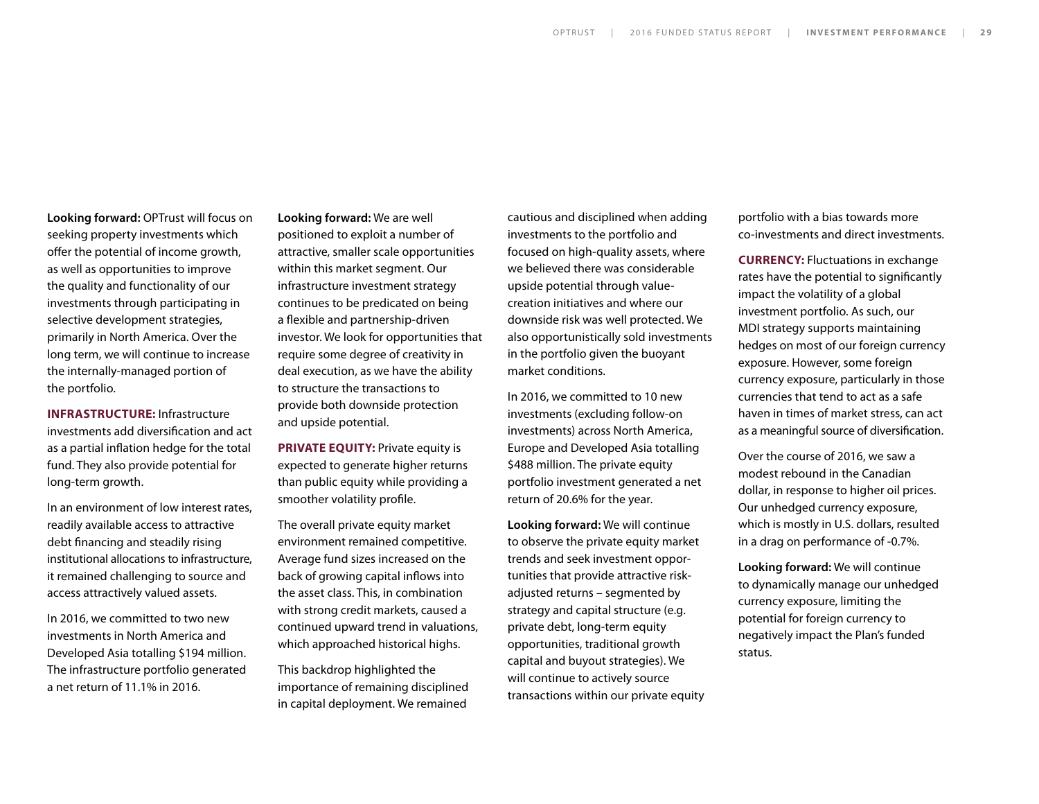**Looking forward:** OPTrust will focus on seeking property investments which offer the potential of income growth, as well as opportunities to improve the quality and functionality of our investments through participating in selective development strategies, primarily in North America. Over the long term, we will continue to increase the internally-managed portion of the portfolio.

**INFRASTRUCTURE:** Infrastructure investments add diversification and act as a partial inflation hedge for the total fund. They also provide potential for long-term growth.

In an environment of low interest rates, readily available access to attractive debt financing and steadily rising institutional allocations to infrastructure, it remained challenging to source and access attractively valued assets.

In 2016, we committed to two new investments in North America and Developed Asia totalling $194 million. The infrastructure portfolio generated a net return of 11.1% in 2016.

**Looking forward:** We are well positioned to exploit a number of attractive, smaller scale opportunities within this market segment. Our infrastructure investment strategy continues to be predicated on being a flexible and partnership-driven investor. We look for opportunities that require some degree of creativity in deal execution, as we have the ability to structure the transactions to provide both downside protection and upside potential.

**PRIVATE EQUITY:** Private equity is expected to generate higher returns than public equity while providing a smoother volatility profile.

The overall private equity market environment remained competitive. Average fund sizes increased on the back of growing capital inflows into the asset class. This, in combination with strong credit markets, caused a continued upward trend in valuations, which approached historical highs.

This backdrop highlighted the importance of remaining disciplined in capital deployment. We remained cautious and disciplined when adding investments to the portfolio and focused on high-quality assets, where we believed there was considerable upside potential through value-creation initiatives and where our downside risk was well protected. We also opportunistically sold investments in the portfolio given the buoyant market conditions.

In 2016, we committed to 10 new investments (excluding follow-on investments) across North America, Europe and Developed Asia totalling $488 million. The private equity portfolio investment generated a net return of 20.6% for the year.

**Looking forward:** We will continue to observe the private equity market trends and seek investment opportunities that provide attractive risk-adjusted returns – segmented by strategy and capital structure (e.g. private debt, long-term equity opportunities, traditional growth capital and buyout strategies). We will continue to actively source transactions within our private equity portfolio with a bias towards more co-investments and direct investments.

**CURRENCY:** Fluctuations in exchange rates have the potential to significantly impact the volatility of a global investment portfolio. As such, our MDI strategy supports maintaining hedges on most of our foreign currency exposure. However, some foreign currency exposure, particularly in those currencies that tend to act as a safe haven in times of market stress, can act as a meaningful source of diversification.

Over the course of 2016, we saw a modest rebound in the Canadian dollar, in response to higher oil prices. Our unhedged currency exposure, which is mostly in U.S. dollars, resulted in a drag on performance of -0.7%.

**Looking forward:** We will continue to dynamically manage our unhedged currency exposure, limiting the potential for foreign currency to negatively impact the Plan's funded status.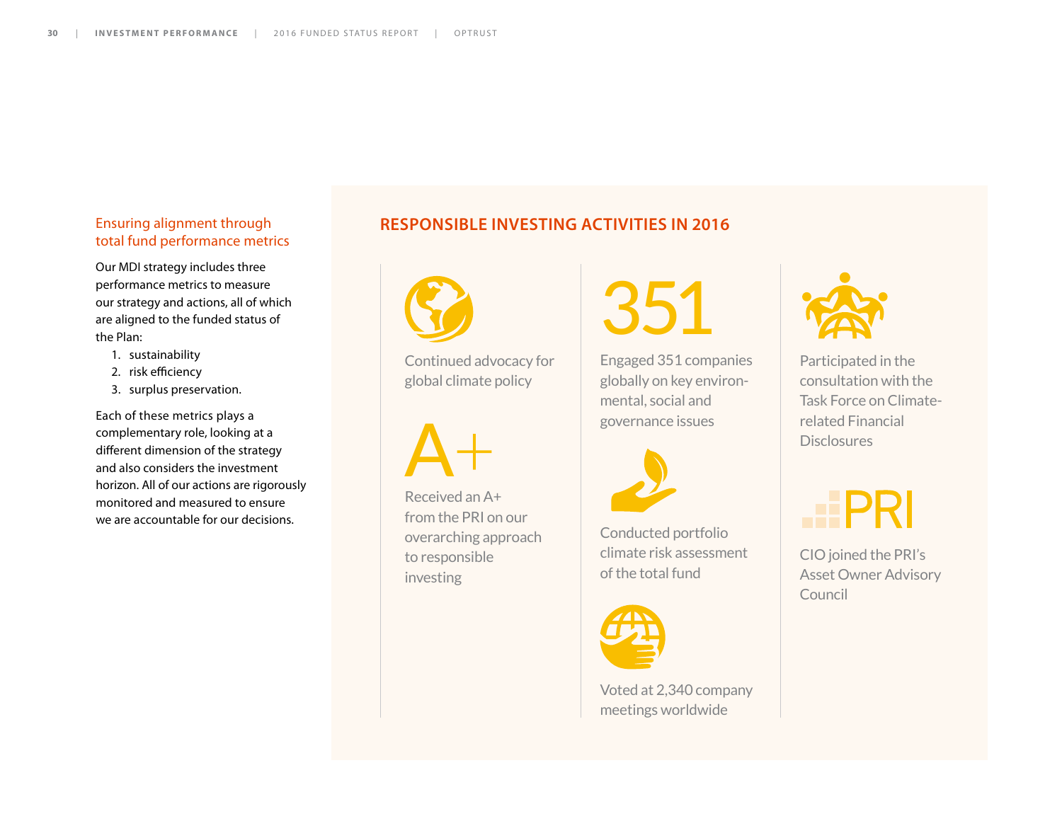### Ensuring alignment through total fund performance metrics

Our MDI strategy includes three performance metrics to measure our strategy and actions, all of which are aligned to the funded status of the Plan:

1. sustainability
2. risk efficiency
3. surplus preservation.

Each of these metrics plays a complementary role, looking at a different dimension of the strategy and also considers the investment horizon. All of our actions are rigorously monitored and measured to ensure we are accountable for our decisions.

## RESPONSIBLE INVESTING ACTIVITIES IN 2016

Continued advocacy for global climate policy

A+

Received an A+ from the PRI on our overarching approach to responsible investing

351

Engaged 351 companies globally on key environmental, social and governance issues

Conducted portfolio climate risk assessment of the total fund

Voted at 2,340 company meetings worldwide

Participated in the consultation with the Task Force on Climate-related Financial Disclosures

PRI

CIO joined the PRI's Asset Owner Advisory Council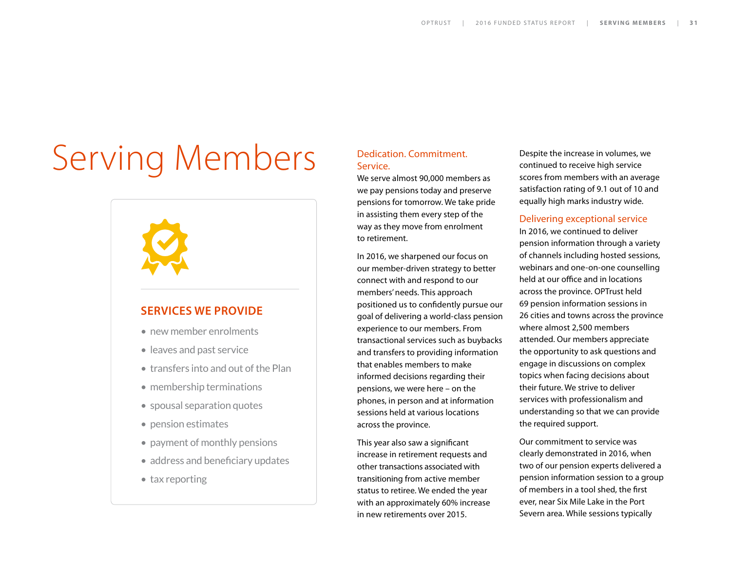# Serving Members

## SERVICES WE PROVIDE

- new member enrolments
- leaves and past service
- transfers into and out of the Plan
- membership terminations
- spousal separation quotes
- pension estimates
- payment of monthly pensions
- address and beneficiary updates
- tax reporting

### Dedication. Commitment. Service.

We serve almost 90,000 members as we pay pensions today and preserve pensions for tomorrow. We take pride in assisting them every step of the way as they move from enrolment to retirement.

In 2016, we sharpened our focus on our member-driven strategy to better connect with and respond to our members' needs. This approach positioned us to confidently pursue our goal of delivering a world-class pension experience to our members. From transactional services such as buybacks and transfers to providing information that enables members to make informed decisions regarding their pensions, we were here – on the phones, in person and at information sessions held at various locations across the province.

This year also saw a significant increase in retirement requests and other transactions associated with transitioning from active member status to retiree. We ended the year with an approximately 60% increase in new retirements over 2015.

Despite the increase in volumes, we continued to receive high service scores from members with an average satisfaction rating of 9.1 out of 10 and equally high marks industry wide.

### Delivering exceptional service

In 2016, we continued to deliver pension information through a variety of channels including hosted sessions, webinars and one-on-one counselling held at our office and in locations across the province. OPTrust held 69 pension information sessions in 26 cities and towns across the province where almost 2,500 members attended. Our members appreciate the opportunity to ask questions and engage in discussions on complex topics when facing decisions about their future. We strive to deliver services with professionalism and understanding so that we can provide the required support.

Our commitment to service was clearly demonstrated in 2016, when two of our pension experts delivered a pension information session to a group of members in a tool shed, the first ever, near Six Mile Lake in the Port Severn area. While sessions typically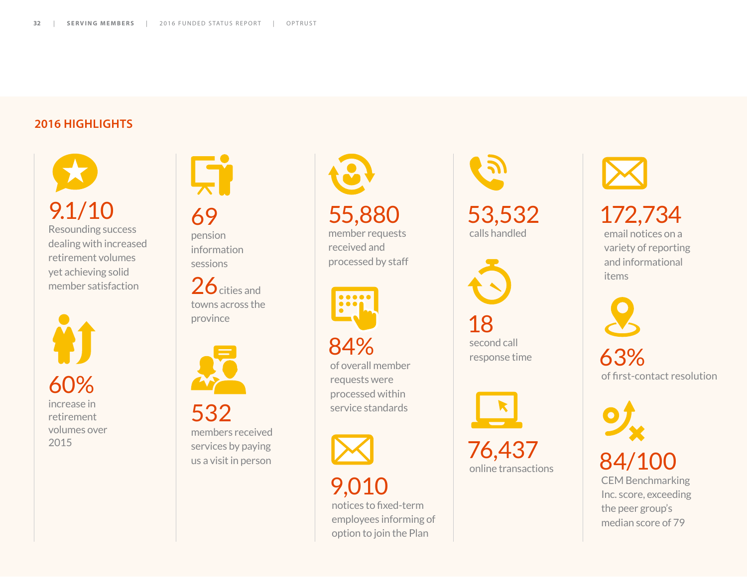## 2016 HIGHLIGHTS

**9.1/10**
Resounding success dealing with increased retirement volumes yet achieving solid member satisfaction

**60%**
increase in retirement volumes over 2015

**69**
pension information sessions

**26** cities and towns across the province

**532**
members received services by paying us a visit in person

**55,880**
member requests received and processed by staff

**84%**
of overall member requests were processed within service standards

**9,010**
notices to fixed-term employees informing of option to join the Plan

**53,532**
calls handled

**18**
second call response time

**76,437**
online transactions

**172,734**
email notices on a variety of reporting and informational items

**63%**
of first-contact resolution

**84/100**
CEM Benchmarking Inc. score, exceeding the peer group's median score of 79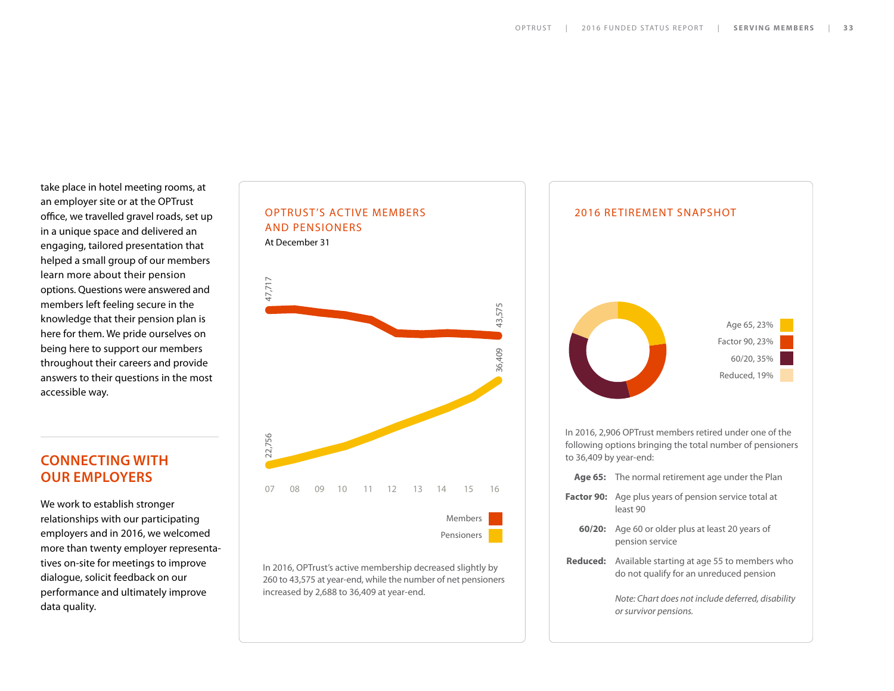take place in hotel meeting rooms, at an employer site or at the OPTrust office, we travelled gravel roads, set up in a unique space and delivered an engaging, tailored presentation that helped a small group of our members learn more about their pension options. Questions were answered and members left feeling secure in the knowledge that their pension plan is here for them. We pride ourselves on being here to support our members throughout their careers and provide answers to their questions in the most accessible way.

## CONNECTING WITH OUR EMPLOYERS

We work to establish stronger relationships with our participating employers and in 2016, we welcomed more than twenty employer representatives on-site for meetings to improve dialogue, solicit feedback on our performance and ultimately improve data quality.

### OPTRUST'S ACTIVE MEMBERS AND PENSIONERS

At December 31

47,717 | 43,575 | 22,756 | 36,409

07 08 09 10 11 12 13 14 15 16

Members
Pensioners

In 2016, OPTrust's active membership decreased slightly by 260 to 43,575 at year-end, while the number of net pensioners increased by 2,688 to 36,409 at year-end.

### 2016 RETIREMENT SNAPSHOT

Age 65, 23%
Factor 90, 23%
60/20, 35%
Reduced, 19%

In 2016, 2,906 OPTrust members retired under one of the following options bringing the total number of pensioners to 36,409 by year-end:

**Age 65:** The normal retirement age under the Plan

**Factor 90:** Age plus years of pension service total at least 90

**60/20:** Age 60 or older plus at least 20 years of pension service

**Reduced:** Available starting at age 55 to members who do not qualify for an unreduced pension

*Note: Chart does not include deferred, disability or survivor pensions.*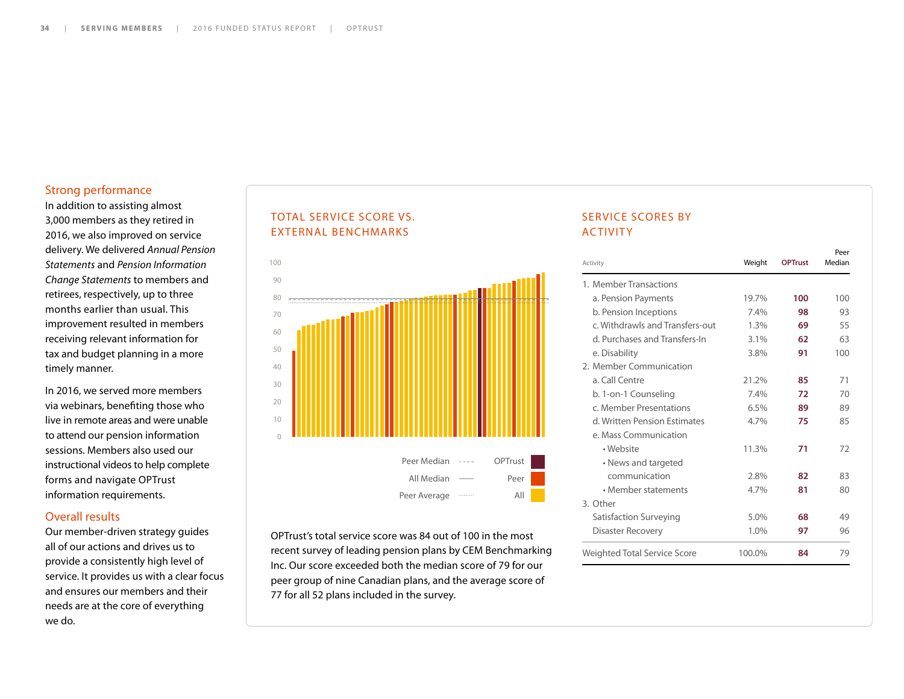## Strong performance

In addition to assisting almost 3,000 members as they retired in 2016, we also improved on service delivery. We delivered *Annual Pension Statements* and *Pension Information Change Statements* to members and retirees, respectively, up to three months earlier than usual. This improvement resulted in members receiving relevant information for tax and budget planning in a more timely manner.

In 2016, we served more members via webinars, benefiting those who live in remote areas and were unable to attend our pension information sessions. Members also used our instructional videos to help complete forms and navigate OPTrust information requirements.

## Overall results

Our member-driven strategy guides all of our actions and drives us to provide a consistently high level of service. It provides us with a clear focus and ensures our members and their needs are at the core of everything we do.

## TOTAL SERVICE SCORE VS. EXTERNAL BENCHMARKS

Peer Median ---- | All Median —— | Peer Average ········ | OPTrust | Peer | All

OPTrust's total service score was 84 out of 100 in the most recent survey of leading pension plans by CEM Benchmarking Inc. Our score exceeded both the median score of 79 for our peer group of nine Canadian plans, and the average score of 77 for all 52 plans included in the survey.

## SERVICE SCORES BY ACTIVITY

| Activity | Weight | OPTrust | Peer Median |
|---|---|---|---|
| 1. Member Transactions | | | |
| a. Pension Payments | 19.7% | **100** | 100 |
| b. Pension Inceptions | 7.4% | **98** | 93 |
| c. Withdrawls and Transfers-out | 1.3% | **69** | 55 |
| d. Purchases and Transfers-In | 3.1% | **62** | 63 |
| e. Disability | 3.8% | **91** | 100 |
| 2. Member Communication | | | |
| a. Call Centre | 21.2% | **85** | 71 |
| b. 1-on-1 Counseling | 7.4% | **72** | 70 |
| c. Member Presentations | 6.5% | **89** | 89 |
| d. Written Pension Estimates | 4.7% | **75** | 85 |
| e. Mass Communication | | | |
| • Website | 11.3% | **71** | 72 |
| • News and targeted communication | 2.8% | **82** | 83 |
| • Member statements | 4.7% | **81** | 80 |
| 3. Other | | | |
| Satisfaction Surveying | 5.0% | **68** | 49 |
| Disaster Recovery | 1.0% | **97** | 96 |
| Weighted Total Service Score | 100.0% | **84** | 79 |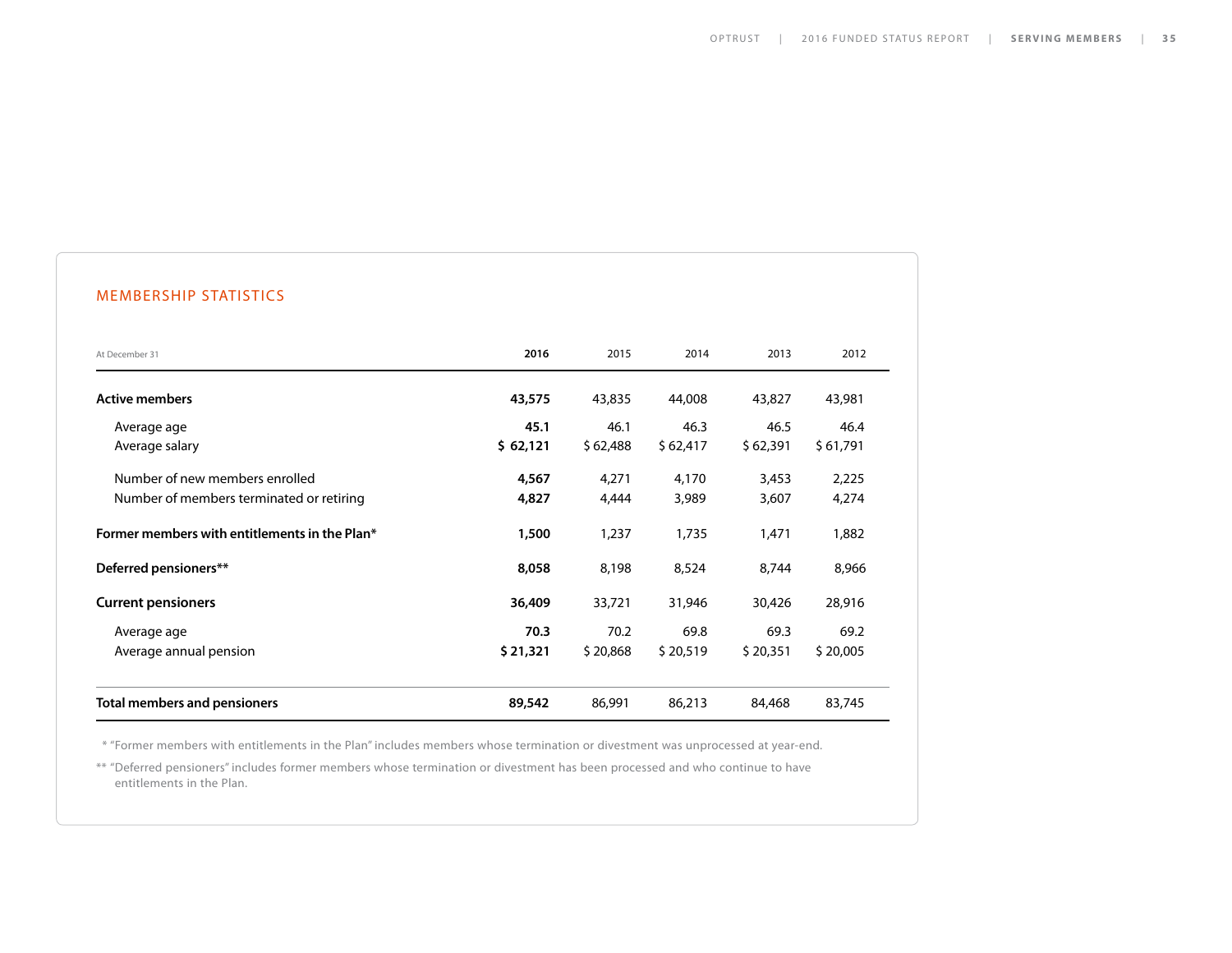## MEMBERSHIP STATISTICS

| At December 31 | **2016** | 2015 | 2014 | 2013 | 2012 |
|---|---|---|---|---|---|
| **Active members** | **43,575** | 43,835 | 44,008 | 43,827 | 43,981 |
| Average age | **45.1** | 46.1 | 46.3 | 46.5 | 46.4 |
| Average salary | **$ 62,121** | $ 62,488 | $ 62,417 | $ 62,391 | $ 61,791 |
| Number of new members enrolled | **4,567** | 4,271 | 4,170 | 3,453 | 2,225 |
| Number of members terminated or retiring | **4,827** | 4,444 | 3,989 | 3,607 | 4,274 |
| **Former members with entitlements in the Plan*** | **1,500** | 1,237 | 1,735 | 1,471 | 1,882 |
| **Deferred pensioners**** | **8,058** | 8,198 | 8,524 | 8,744 | 8,966 |
| **Current pensioners** | **36,409** | 33,721 | 31,946 | 30,426 | 28,916 |
| Average age | **70.3** | 70.2 | 69.8 | 69.3 | 69.2 |
| Average annual pension | **$ 21,321** | $ 20,868 | $ 20,519 | $ 20,351 | $ 20,005 |
| **Total members and pensioners** | **89,542** | 86,991 | 86,213 | 84,468 | 83,745 |

* "Former members with entitlements in the Plan" includes members whose termination or divestment was unprocessed at year-end.

** "Deferred pensioners" includes former members whose termination or divestment has been processed and who continue to have entitlements in the Plan.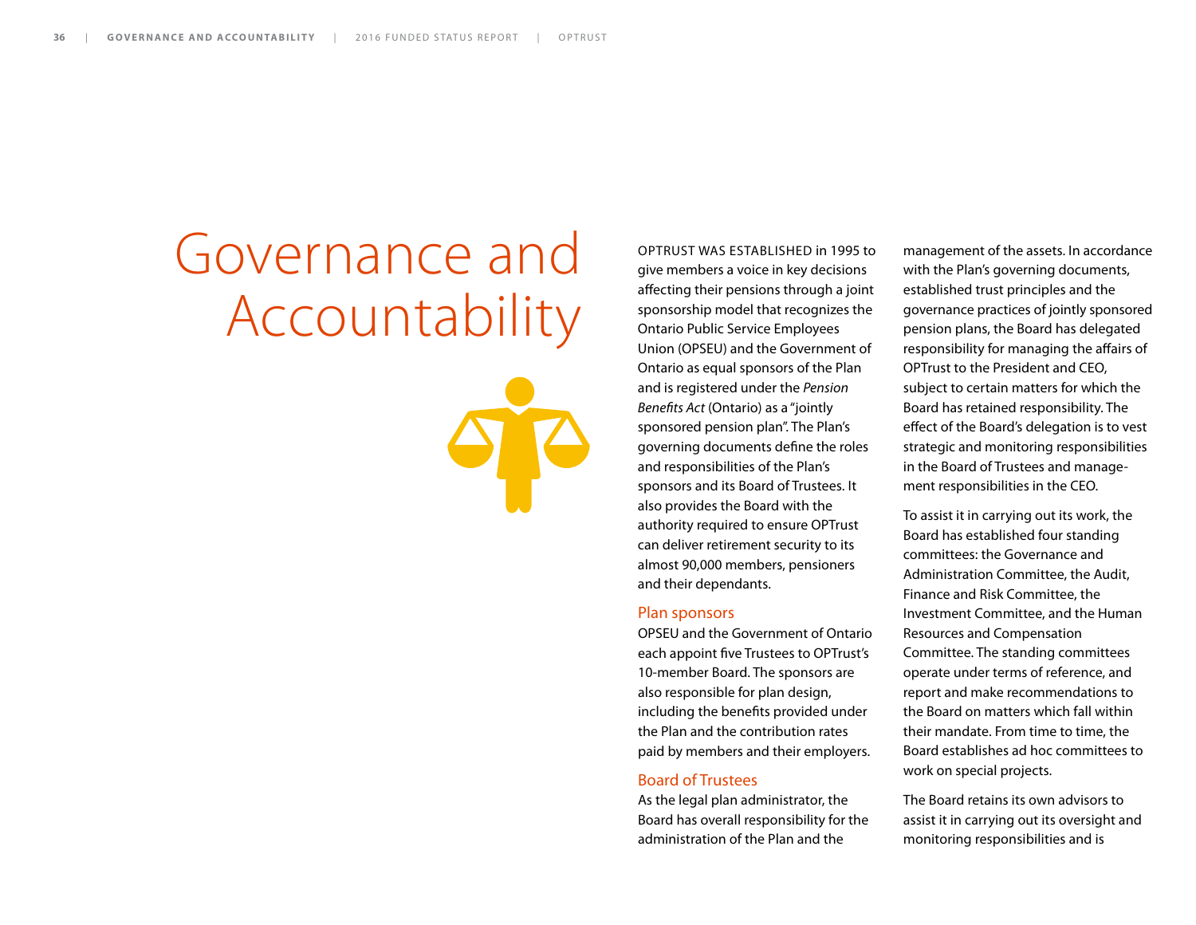# Governance and Accountability

OPTRUST WAS ESTABLISHED in 1995 to give members a voice in key decisions affecting their pensions through a joint sponsorship model that recognizes the Ontario Public Service Employees Union (OPSEU) and the Government of Ontario as equal sponsors of the Plan and is registered under the *Pension Benefits Act* (Ontario) as a "jointly sponsored pension plan". The Plan's governing documents define the roles and responsibilities of the Plan's sponsors and its Board of Trustees. It also provides the Board with the authority required to ensure OPTrust can deliver retirement security to its almost 90,000 members, pensioners and their dependants.

## Plan sponsors

OPSEU and the Government of Ontario each appoint five Trustees to OPTrust's 10-member Board. The sponsors are also responsible for plan design, including the benefits provided under the Plan and the contribution rates paid by members and their employers.

## Board of Trustees

As the legal plan administrator, the Board has overall responsibility for the administration of the Plan and the management of the assets. In accordance with the Plan's governing documents, established trust principles and the governance practices of jointly sponsored pension plans, the Board has delegated responsibility for managing the affairs of OPTrust to the President and CEO, subject to certain matters for which the Board has retained responsibility. The effect of the Board's delegation is to vest strategic and monitoring responsibilities in the Board of Trustees and management responsibilities in the CEO.

To assist it in carrying out its work, the Board has established four standing committees: the Governance and Administration Committee, the Audit, Finance and Risk Committee, the Investment Committee, and the Human Resources and Compensation Committee. The standing committees operate under terms of reference, and report and make recommendations to the Board on matters which fall within their mandate. From time to time, the Board establishes ad hoc committees to work on special projects.

The Board retains its own advisors to assist it in carrying out its oversight and monitoring responsibilities and is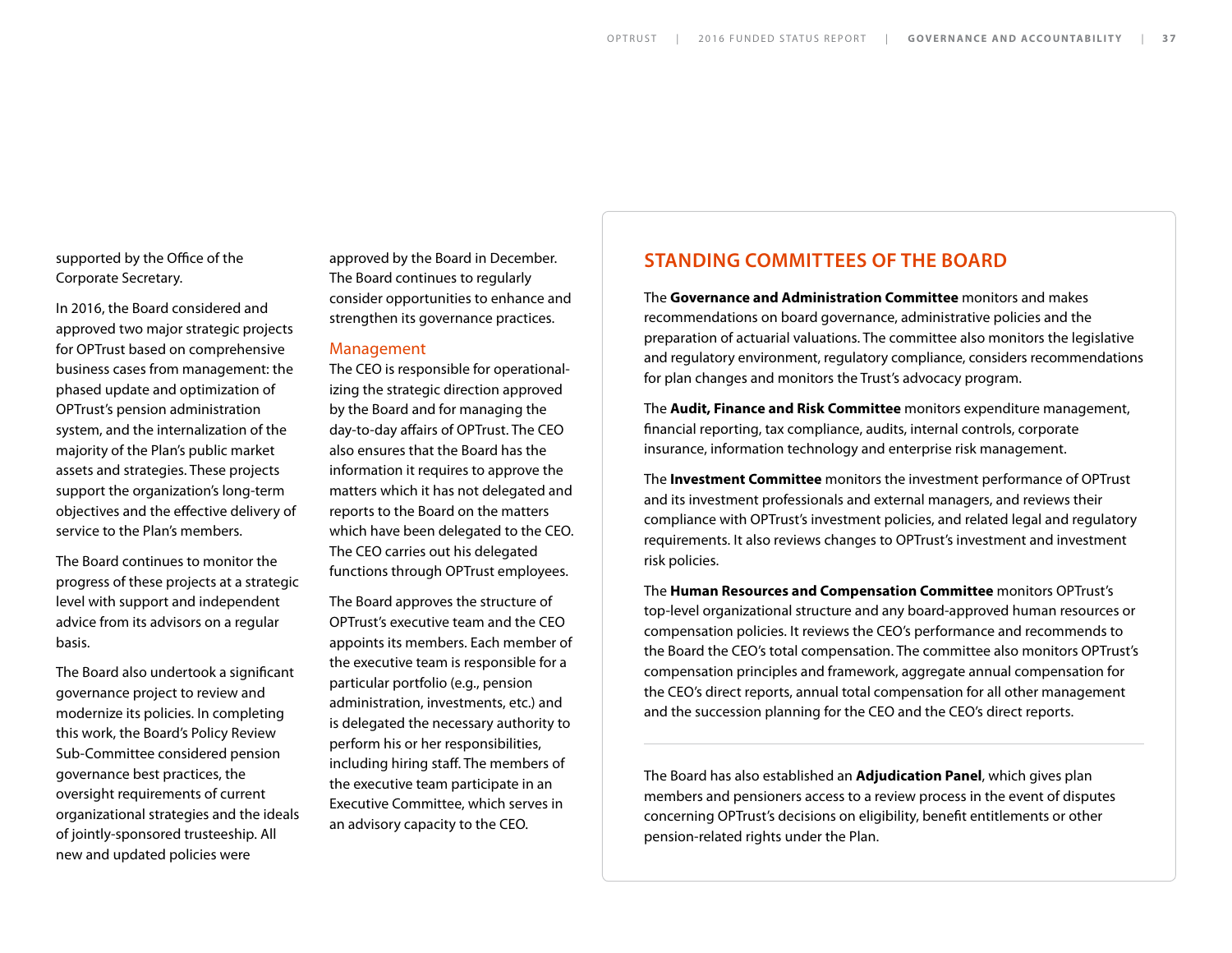supported by the Office of the Corporate Secretary.

In 2016, the Board considered and approved two major strategic projects for OPTrust based on comprehensive business cases from management: the phased update and optimization of OPTrust's pension administration system, and the internalization of the majority of the Plan's public market assets and strategies. These projects support the organization's long-term objectives and the effective delivery of service to the Plan's members.

The Board continues to monitor the progress of these projects at a strategic level with support and independent advice from its advisors on a regular basis.

The Board also undertook a significant governance project to review and modernize its policies. In completing this work, the Board's Policy Review Sub-Committee considered pension governance best practices, the oversight requirements of current organizational strategies and the ideals of jointly-sponsored trusteeship. All new and updated policies were approved by the Board in December. The Board continues to regularly consider opportunities to enhance and strengthen its governance practices.

### Management

The CEO is responsible for operationalizing the strategic direction approved by the Board and for managing the day-to-day affairs of OPTrust. The CEO also ensures that the Board has the information it requires to approve the matters which it has not delegated and reports to the Board on the matters which have been delegated to the CEO. The CEO carries out his delegated functions through OPTrust employees.

The Board approves the structure of OPTrust's executive team and the CEO appoints its members. Each member of the executive team is responsible for a particular portfolio (e.g., pension administration, investments, etc.) and is delegated the necessary authority to perform his or her responsibilities, including hiring staff. The members of the executive team participate in an Executive Committee, which serves in an advisory capacity to the CEO.

## STANDING COMMITTEES OF THE BOARD

The **Governance and Administration Committee** monitors and makes recommendations on board governance, administrative policies and the preparation of actuarial valuations. The committee also monitors the legislative and regulatory environment, regulatory compliance, considers recommendations for plan changes and monitors the Trust's advocacy program.

The **Audit, Finance and Risk Committee** monitors expenditure management, financial reporting, tax compliance, audits, internal controls, corporate insurance, information technology and enterprise risk management.

The **Investment Committee** monitors the investment performance of OPTrust and its investment professionals and external managers, and reviews their compliance with OPTrust's investment policies, and related legal and regulatory requirements. It also reviews changes to OPTrust's investment and investment risk policies.

The **Human Resources and Compensation Committee** monitors OPTrust's top-level organizational structure and any board-approved human resources or compensation policies. It reviews the CEO's performance and recommends to the Board the CEO's total compensation. The committee also monitors OPTrust's compensation principles and framework, aggregate annual compensation for the CEO's direct reports, annual total compensation for all other management and the succession planning for the CEO and the CEO's direct reports.

---

The Board has also established an **Adjudication Panel**, which gives plan members and pensioners access to a review process in the event of disputes concerning OPTrust's decisions on eligibility, benefit entitlements or other pension-related rights under the Plan.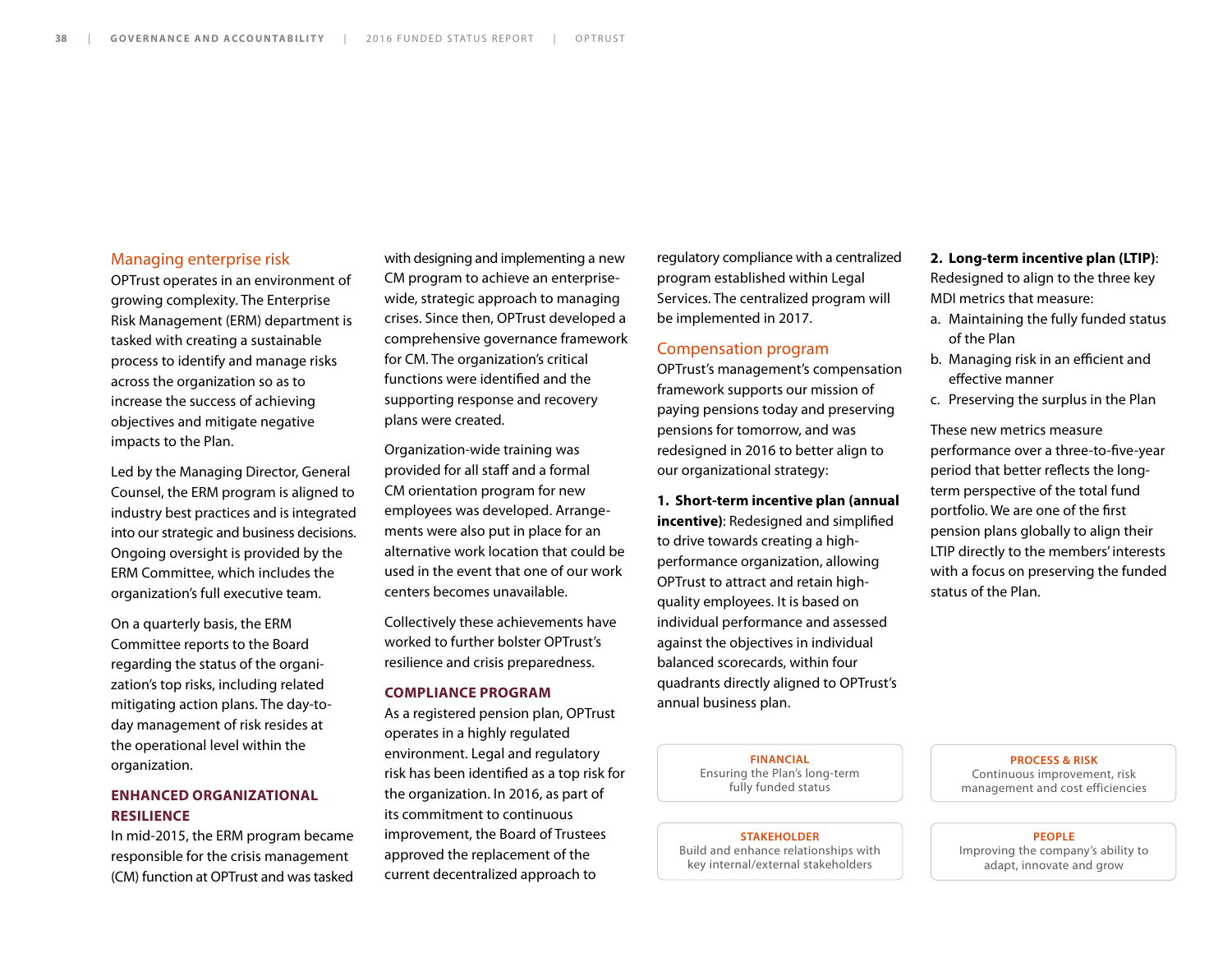## Managing enterprise risk

OPTrust operates in an environment of growing complexity. The Enterprise Risk Management (ERM) department is tasked with creating a sustainable process to identify and manage risks across the organization so as to increase the success of achieving objectives and mitigate negative impacts to the Plan.

Led by the Managing Director, General Counsel, the ERM program is aligned to industry best practices and is integrated into our strategic and business decisions. Ongoing oversight is provided by the ERM Committee, which includes the organization's full executive team.

On a quarterly basis, the ERM Committee reports to the Board regarding the status of the organization's top risks, including related mitigating action plans. The day-to-day management of risk resides at the operational level within the organization.

### ENHANCED ORGANIZATIONAL RESILIENCE

In mid-2015, the ERM program became responsible for the crisis management (CM) function at OPTrust and was tasked with designing and implementing a new CM program to achieve an enterprise-wide, strategic approach to managing crises. Since then, OPTrust developed a comprehensive governance framework for CM. The organization's critical functions were identified and the supporting response and recovery plans were created.

Organization-wide training was provided for all staff and a formal CM orientation program for new employees was developed. Arrangements were also put in place for an alternative work location that could be used in the event that one of our work centers becomes unavailable.

Collectively these achievements have worked to further bolster OPTrust's resilience and crisis preparedness.

### COMPLIANCE PROGRAM

As a registered pension plan, OPTrust operates in a highly regulated environment. Legal and regulatory risk has been identified as a top risk for the organization. In 2016, as part of its commitment to continuous improvement, the Board of Trustees approved the replacement of the current decentralized approach to regulatory compliance with a centralized program established within Legal Services. The centralized program will be implemented in 2017.

## Compensation program

OPTrust's management's compensation framework supports our mission of paying pensions today and preserving pensions for tomorrow, and was redesigned in 2016 to better align to our organizational strategy:

**1. Short-term incentive plan (annual incentive)**: Redesigned and simplified to drive towards creating a high-performance organization, allowing OPTrust to attract and retain high-quality employees. It is based on individual performance and assessed against the objectives in individual balanced scorecards, within four quadrants directly aligned to OPTrust's annual business plan.

**FINANCIAL**
Ensuring the Plan's long-term fully funded status

**PROCESS & RISK**
Continuous improvement, risk management and cost efficiencies

**STAKEHOLDER**
Build and enhance relationships with key internal/external stakeholders

**PEOPLE**
Improving the company's ability to adapt, innovate and grow

**2. Long-term incentive plan (LTIP)**: Redesigned to align to the three key MDI metrics that measure:

a. Maintaining the fully funded status of the Plan
b. Managing risk in an efficient and effective manner
c. Preserving the surplus in the Plan

These new metrics measure performance over a three-to-five-year period that better reflects the long-term perspective of the total fund portfolio. We are one of the first pension plans globally to align their LTIP directly to the members' interests with a focus on preserving the funded status of the Plan.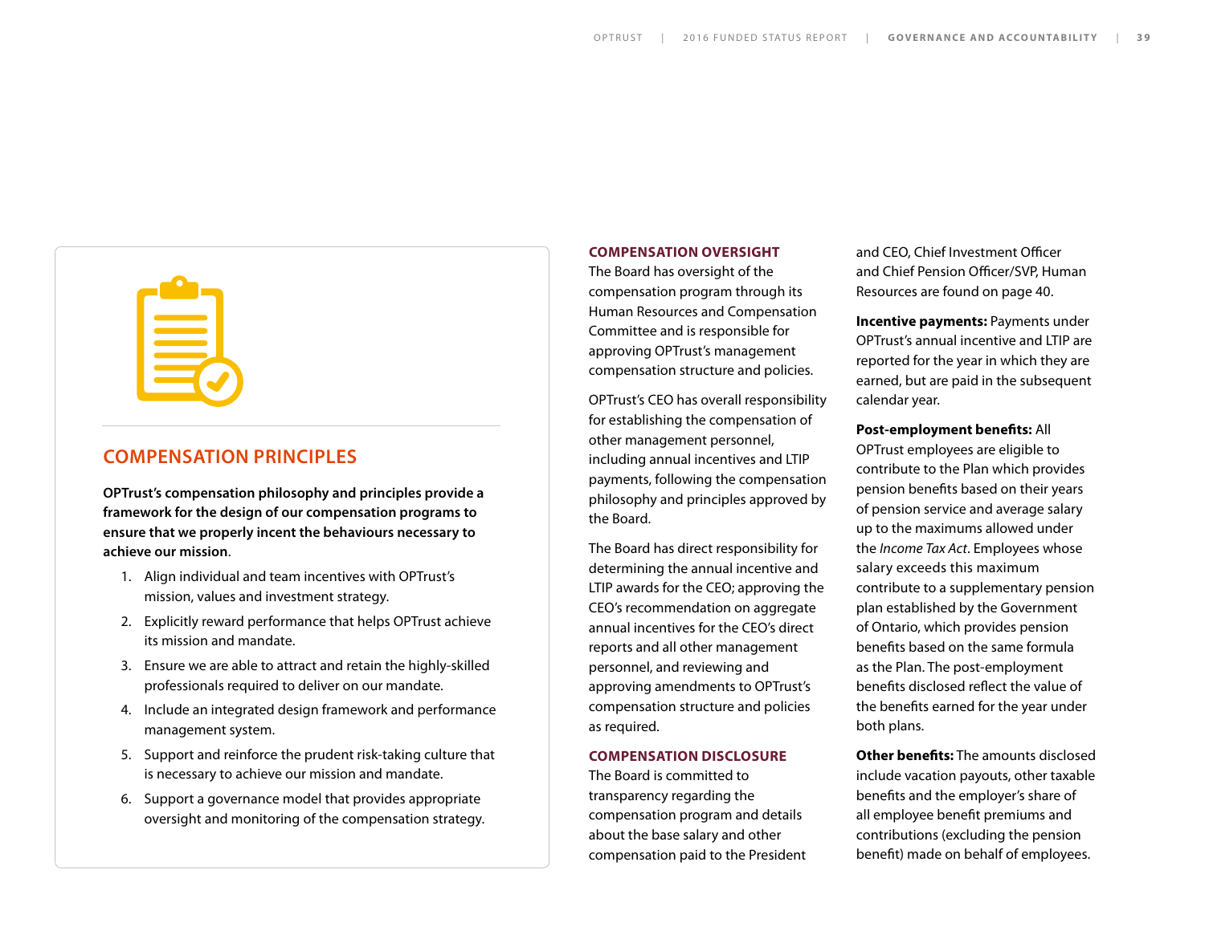## COMPENSATION PRINCIPLES

**OPTrust's compensation philosophy and principles provide a framework for the design of our compensation programs to ensure that we properly incent the behaviours necessary to achieve our mission**.

1. Align individual and team incentives with OPTrust's mission, values and investment strategy.
2. Explicitly reward performance that helps OPTrust achieve its mission and mandate.
3. Ensure we are able to attract and retain the highly-skilled professionals required to deliver on our mandate.
4. Include an integrated design framework and performance management system.
5. Support and reinforce the prudent risk-taking culture that is necessary to achieve our mission and mandate.
6. Support a governance model that provides appropriate oversight and monitoring of the compensation strategy.

### COMPENSATION OVERSIGHT

The Board has oversight of the compensation program through its Human Resources and Compensation Committee and is responsible for approving OPTrust's management compensation structure and policies.

OPTrust's CEO has overall responsibility for establishing the compensation of other management personnel, including annual incentives and LTIP payments, following the compensation philosophy and principles approved by the Board.

The Board has direct responsibility for determining the annual incentive and LTIP awards for the CEO; approving the CEO's recommendation on aggregate annual incentives for the CEO's direct reports and all other management personnel, and reviewing and approving amendments to OPTrust's compensation structure and policies as required.

### COMPENSATION DISCLOSURE

The Board is committed to transparency regarding the compensation program and details about the base salary and other compensation paid to the President and CEO, Chief Investment Officer and Chief Pension Officer/SVP, Human Resources are found on page 40.

**Incentive payments:** Payments under OPTrust's annual incentive and LTIP are reported for the year in which they are earned, but are paid in the subsequent calendar year.

**Post-employment benefits:** All OPTrust employees are eligible to contribute to the Plan which provides pension benefits based on their years of pension service and average salary up to the maximums allowed under the *Income Tax Act*. Employees whose salary exceeds this maximum contribute to a supplementary pension plan established by the Government of Ontario, which provides pension benefits based on the same formula as the Plan. The post-employment benefits disclosed reflect the value of the benefits earned for the year under both plans.

**Other benefits:** The amounts disclosed include vacation payouts, other taxable benefits and the employer's share of all employee benefit premiums and contributions (excluding the pension benefit) made on behalf of employees.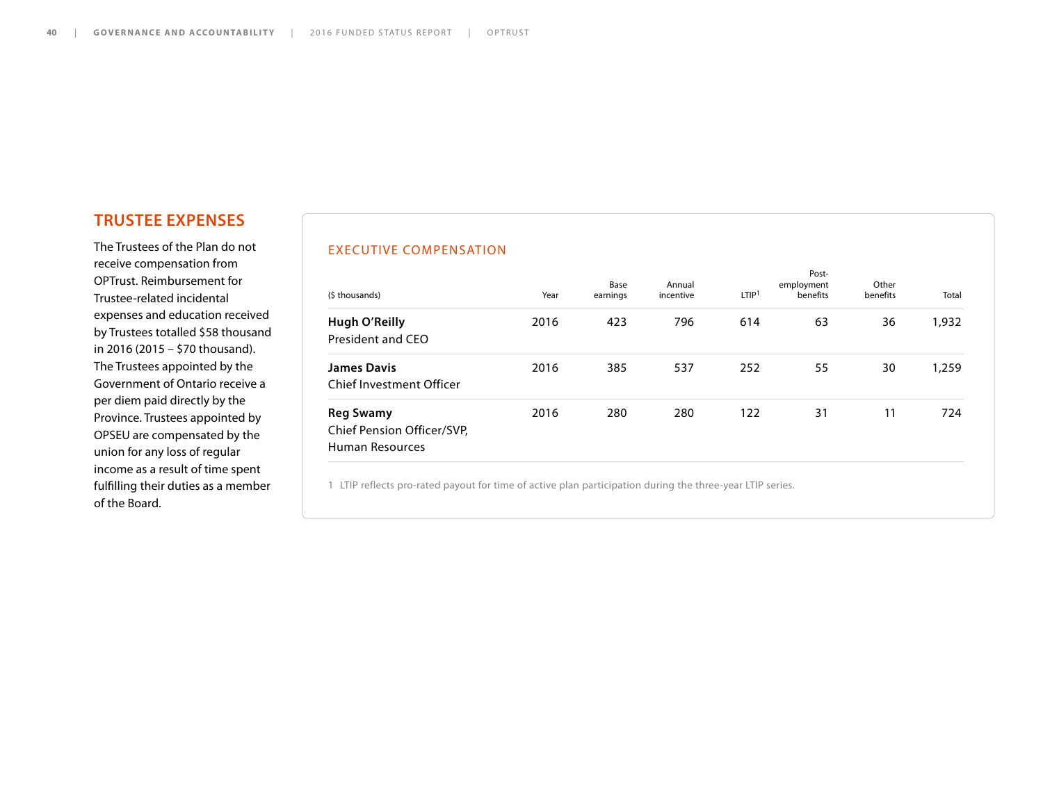## TRUSTEE EXPENSES

The Trustees of the Plan do not receive compensation from OPTrust. Reimbursement for Trustee-related incidental expenses and education received by Trustees totalled $58 thousand in 2016 (2015 – $70 thousand). The Trustees appointed by the Government of Ontario receive a per diem paid directly by the Province. Trustees appointed by OPSEU are compensated by the union for any loss of regular income as a result of time spent fulfilling their duties as a member of the Board.

## EXECUTIVE COMPENSATION

| ($ thousands) | Year | Base earnings | Annual incentive | LTIP[1] | Post-employment benefits | Other benefits | Total |
|---|---|---|---|---|---|---|---|
| **Hugh O'Reilly**<br>President and CEO | 2016 | 423 | 796 | 614 | 63 | 36 | 1,932 |
| **James Davis**<br>Chief Investment Officer | 2016 | 385 | 537 | 252 | 55 | 30 | 1,259 |
| **Reg Swamy**<br>Chief Pension Officer/SVP, Human Resources | 2016 | 280 | 280 | 122 | 31 | 11 | 724 |

1 LTIP reflects pro-rated payout for time of active plan participation during the three-year LTIP series.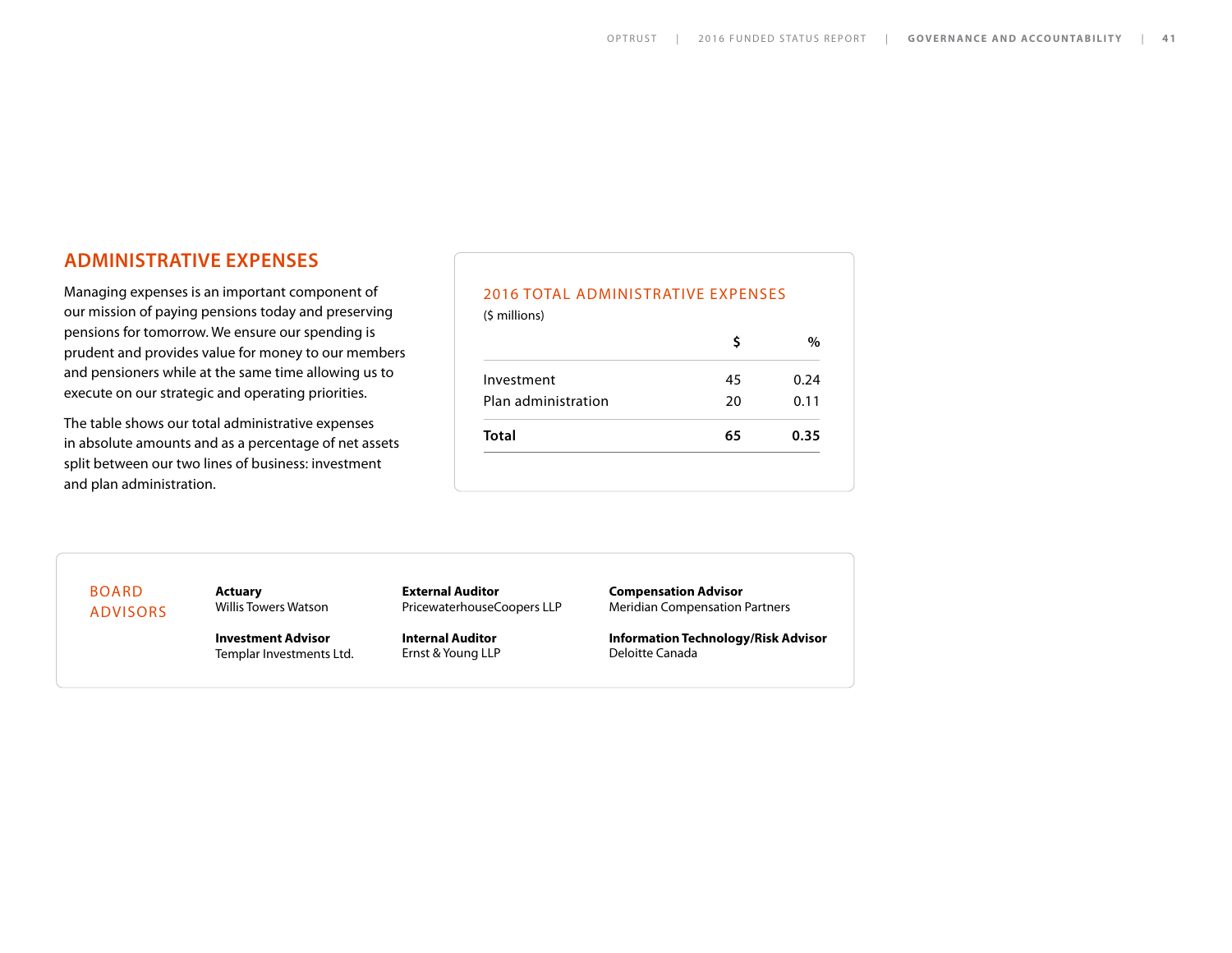## ADMINISTRATIVE EXPENSES

Managing expenses is an important component of our mission of paying pensions today and preserving pensions for tomorrow. We ensure our spending is prudent and provides value for money to our members and pensioners while at the same time allowing us to execute on our strategic and operating priorities.

The table shows our total administrative expenses in absolute amounts and as a percentage of net assets split between our two lines of business: investment and plan administration.

### 2016 TOTAL ADMINISTRATIVE EXPENSES

($ millions)

| | $ | % |
|---|---|---|
| Investment | 45 | 0.24 |
| Plan administration | 20 | 0.11 |
| **Total** | **65** | **0.35** |

### BOARD ADVISORS

**Actuary**
Willis Towers Watson

**External Auditor**
PricewaterhouseCoopers LLP

**Compensation Advisor**
Meridian Compensation Partners

**Investment Advisor**
Templar Investments Ltd.

**Internal Auditor**
Ernst & Young LLP

**Information Technology/Risk Advisor**
Deloitte Canada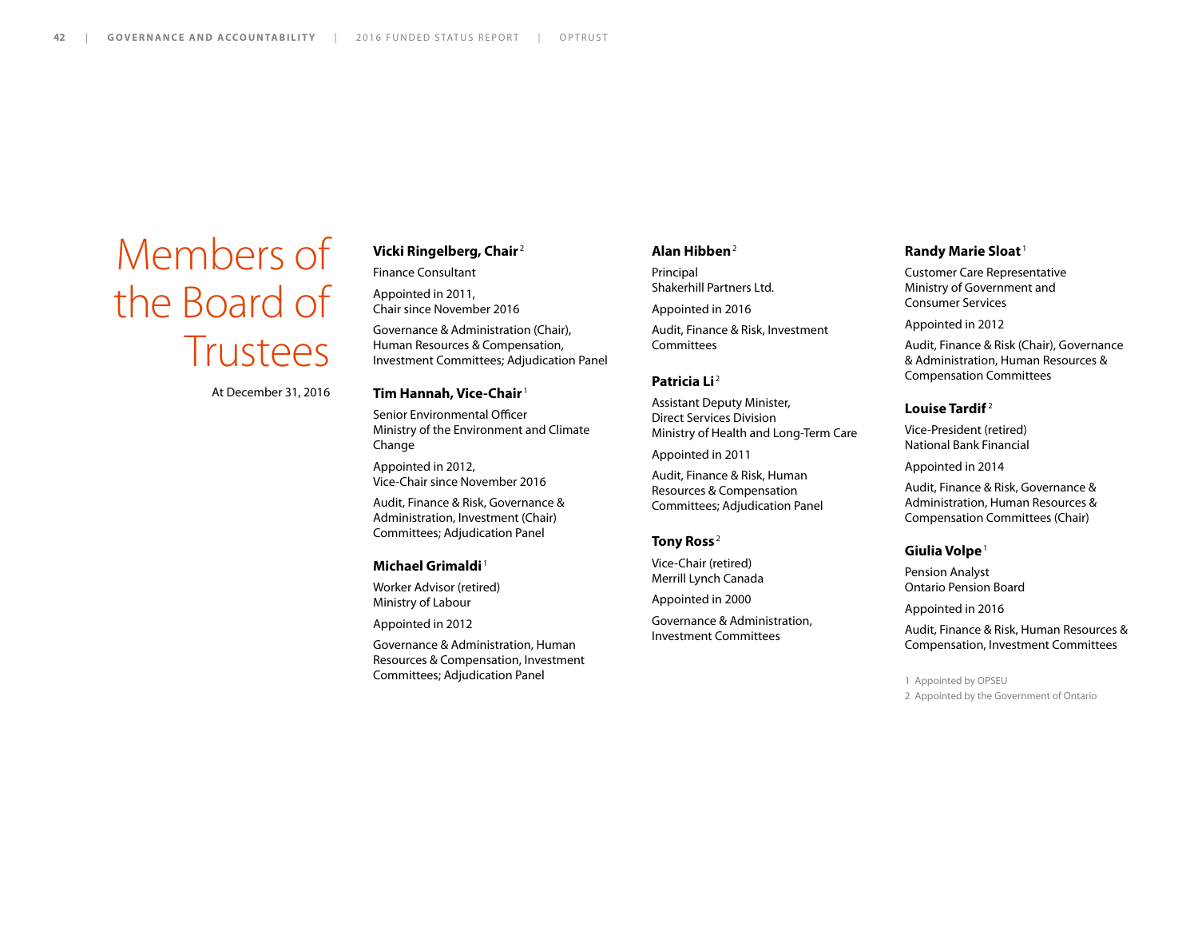# Members of the Board of Trustees

At December 31, 2016

**Vicki Ringelberg, Chair** [2]

Finance Consultant

Appointed in 2011,
Chair since November 2016

Governance & Administration (Chair), Human Resources & Compensation, Investment Committees; Adjudication Panel

**Tim Hannah, Vice-Chair** [1]

Senior Environmental Officer
Ministry of the Environment and Climate Change

Appointed in 2012,
Vice-Chair since November 2016

Audit, Finance & Risk, Governance & Administration, Investment (Chair) Committees; Adjudication Panel

**Michael Grimaldi** [1]

Worker Advisor (retired)
Ministry of Labour

Appointed in 2012

Governance & Administration, Human Resources & Compensation, Investment Committees; Adjudication Panel

**Alan Hibben** [2]

Principal
Shakerhill Partners Ltd.

Appointed in 2016

Audit, Finance & Risk, Investment Committees

**Patricia Li** [2]

Assistant Deputy Minister,
Direct Services Division
Ministry of Health and Long-Term Care

Appointed in 2011

Audit, Finance & Risk, Human Resources & Compensation Committees; Adjudication Panel

**Tony Ross** [2]

Vice-Chair (retired)
Merrill Lynch Canada

Appointed in 2000

Governance & Administration, Investment Committees

**Randy Marie Sloat** [1]

Customer Care Representative
Ministry of Government and Consumer Services

Appointed in 2012

Audit, Finance & Risk (Chair), Governance & Administration, Human Resources & Compensation Committees

**Louise Tardif** [2]

Vice-President (retired)
National Bank Financial

Appointed in 2014

Audit, Finance & Risk, Governance & Administration, Human Resources & Compensation Committees (Chair)

**Giulia Volpe** [1]

Pension Analyst
Ontario Pension Board

Appointed in 2016

Audit, Finance & Risk, Human Resources & Compensation, Investment Committees

1 Appointed by OPSEU
2 Appointed by the Government of Ontario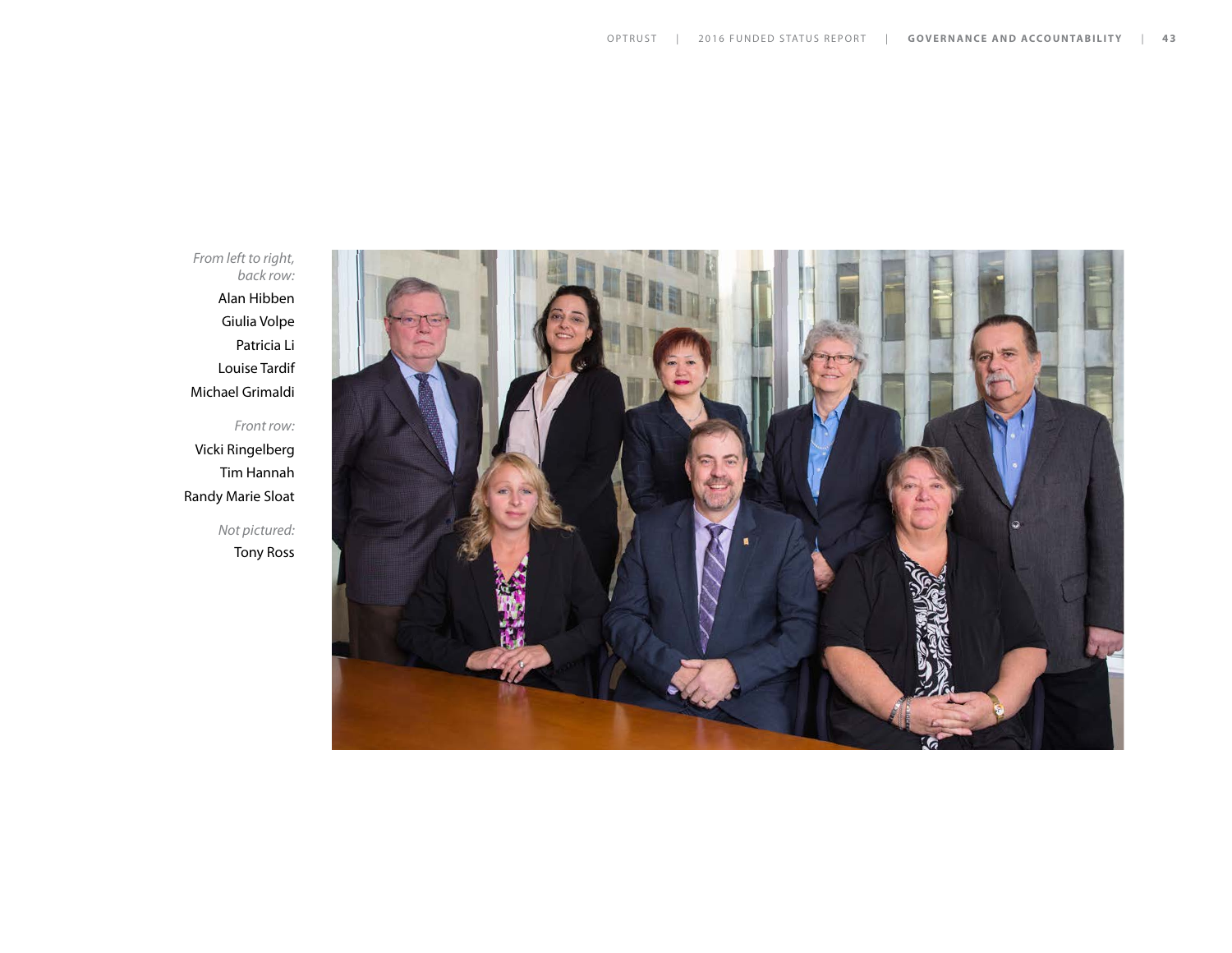*From left to right, back row:*

Alan Hibben
Giulia Volpe
Patricia Li
Louise Tardif
Michael Grimaldi

*Front row:*

Vicki Ringelberg
Tim Hannah
Randy Marie Sloat

*Not pictured:*

Tony Ross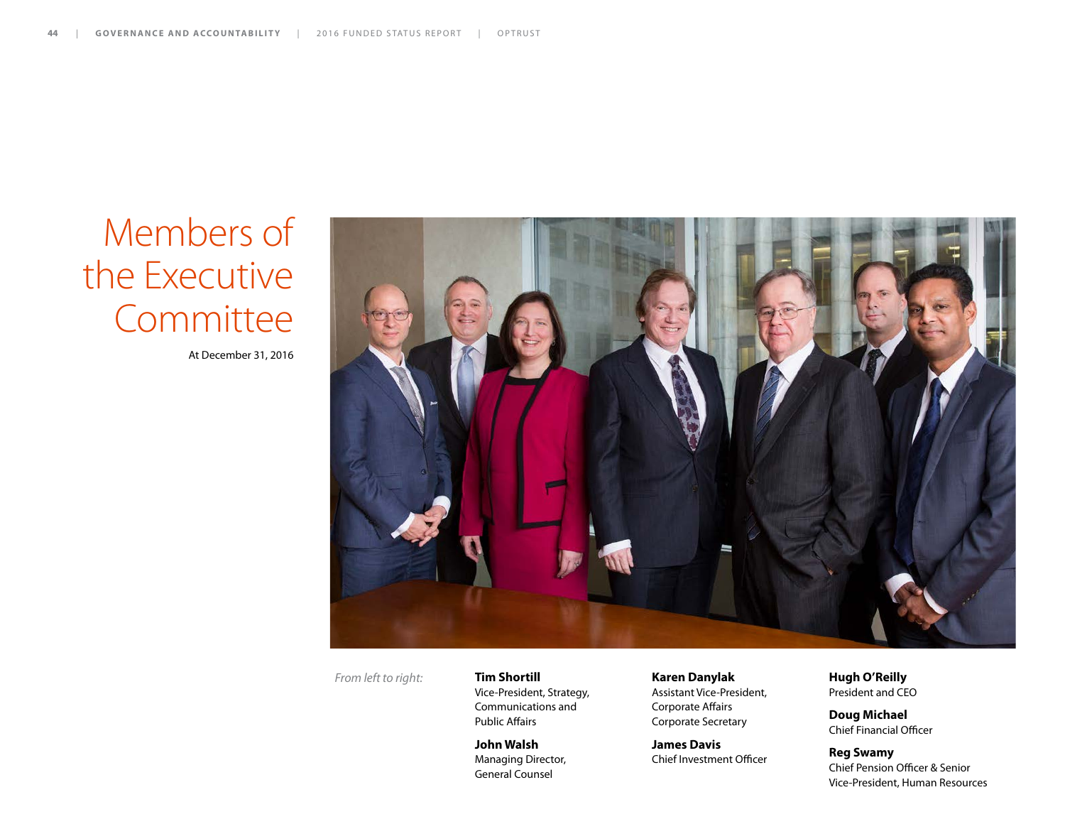# Members of the Executive Committee

At December 31, 2016

*From left to right:*

**Tim Shortill**
Vice-President, Strategy, Communications and Public Affairs

**John Walsh**
Managing Director, General Counsel

**Karen Danylak**
Assistant Vice-President, Corporate Affairs
Corporate Secretary

**James Davis**
Chief Investment Officer

**Hugh O'Reilly**
President and CEO

**Doug Michael**
Chief Financial Officer

**Reg Swamy**
Chief Pension Officer & Senior Vice-President, Human Resources